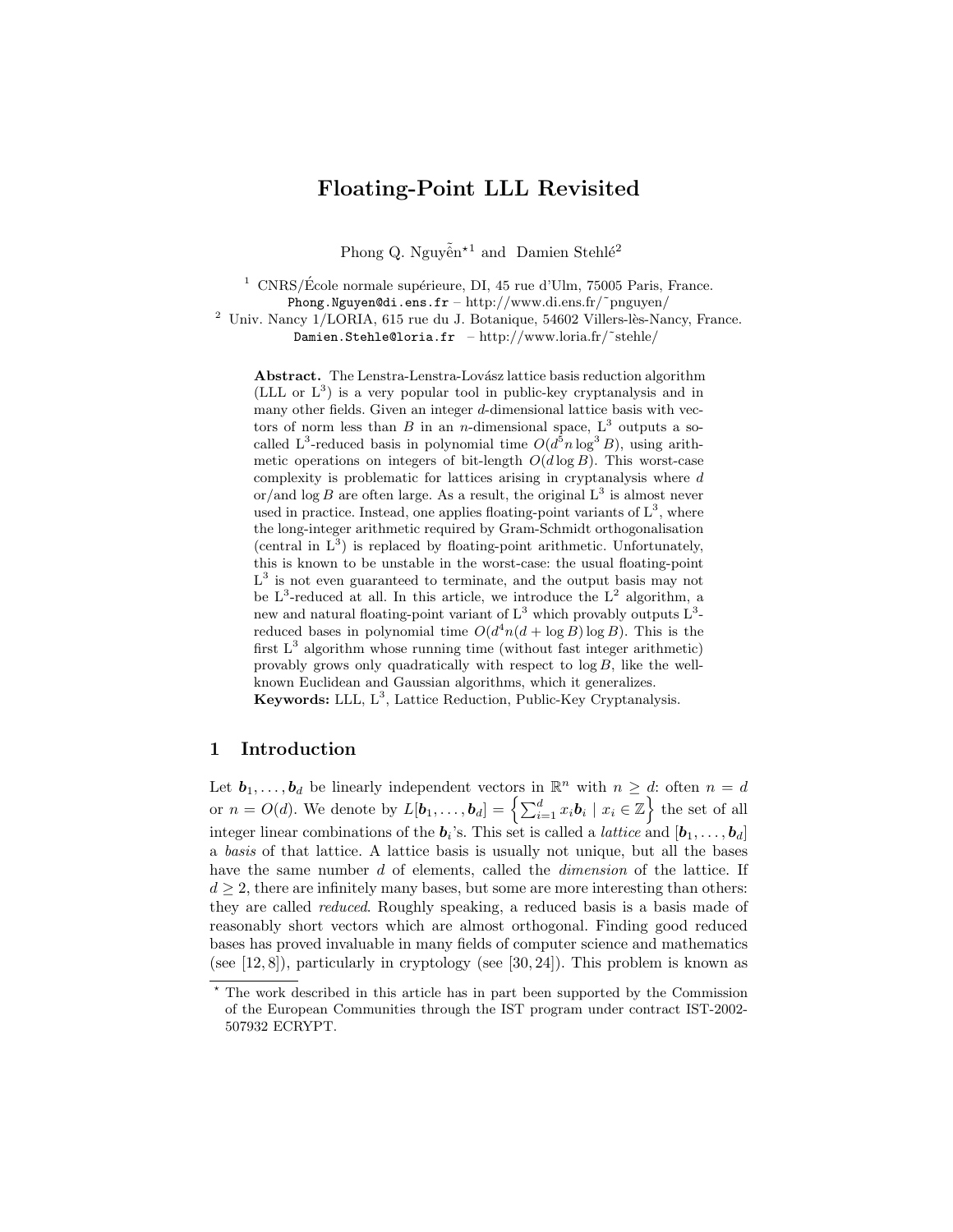# Floating-Point LLL Revisited

Phong Q. Nguyễn*[1] and Damien Stehlé[2]

[1] CNRS/École normale supérieure, DI, 45 rue d'Ulm, 75005 Paris, France.
Phong.Nguyen@di.ens.fr – http://www.di.ens.fr/˜pnguyen/

[2] Univ. Nancy 1/LORIA, 615 rue du J. Botanique, 54602 Villers-lès-Nancy, France.
Damien.Stehle@loria.fr – http://www.loria.fr/˜stehle/

**Abstract.** The Lenstra-Lenstra-Lovász lattice basis reduction algorithm (LLL or $L^3$) is a very popular tool in public-key cryptanalysis and in many other fields. Given an integer $d$-dimensional lattice basis with vectors of norm less than $B$ in an $n$-dimensional space, $L^3$ outputs a so-called $L^3$-reduced basis in polynomial time $O(d^5 n \log^3 B)$, using arithmetic operations on integers of bit-length $O(d \log B)$. This worst-case complexity is problematic for lattices arising in cryptanalysis where $d$ or/and $\log B$ are often large. As a result, the original $L^3$ is almost never used in practice. Instead, one applies floating-point variants of $L^3$, where the long-integer arithmetic required by Gram-Schmidt orthogonalisation (central in $L^3$) is replaced by floating-point arithmetic. Unfortunately, this is known to be unstable in the worst-case: the usual floating-point $L^3$ is not even guaranteed to terminate, and the output basis may not be $L^3$-reduced at all. In this article, we introduce the $L^2$ algorithm, a new and natural floating-point variant of $L^3$ which provably outputs $L^3$-reduced bases in polynomial time $O(d^4 n(d + \log B) \log B)$. This is the first $L^3$ algorithm whose running time (without fast integer arithmetic) provably grows only quadratically with respect to $\log B$, like the well-known Euclidean and Gaussian algorithms, which it generalizes.

**Keywords:** LLL, $L^3$, Lattice Reduction, Public-Key Cryptanalysis.

## 1 Introduction

Let $\boldsymbol{b}_1, \ldots, \boldsymbol{b}_d$ be linearly independent vectors in $\mathbb{R}^n$ with $n \geq d$: often $n = d$ or $n = O(d)$. We denote by $L[\boldsymbol{b}_1, \ldots, \boldsymbol{b}_d] = \left\{ \sum_{i=1}^{d} x_i \boldsymbol{b}_i \mid x_i \in \mathbb{Z} \right\}$ the set of all integer linear combinations of the $\boldsymbol{b}_i$'s. This set is called a *lattice* and $[\boldsymbol{b}_1, \ldots, \boldsymbol{b}_d]$ a *basis* of that lattice. A lattice basis is usually not unique, but all the bases have the same number $d$ of elements, called the *dimension* of the lattice. If $d \geq 2$, there are infinitely many bases, but some are more interesting than others: they are called *reduced*. Roughly speaking, a reduced basis is a basis made of reasonably short vectors which are almost orthogonal. Finding good reduced bases has proved invaluable in many fields of computer science and mathematics (see [12, 8]), particularly in cryptology (see [30, 24]). This problem is known as

* The work described in this article has in part been supported by the Commission of the European Communities through the IST program under contract IST-2002-507932 ECRYPT.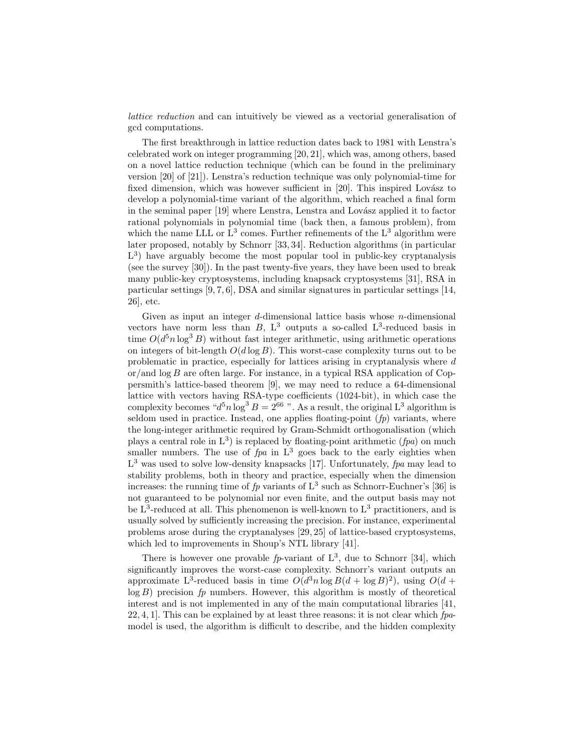*lattice reduction* and can intuitively be viewed as a vectorial generalisation of gcd computations.

The first breakthrough in lattice reduction dates back to 1981 with Lenstra's celebrated work on integer programming [20, 21], which was, among others, based on a novel lattice reduction technique (which can be found in the preliminary version [20] of [21]). Lenstra's reduction technique was only polynomial-time for fixed dimension, which was however sufficient in [20]. This inspired Lovász to develop a polynomial-time variant of the algorithm, which reached a final form in the seminal paper [19] where Lenstra, Lenstra and Lovász applied it to factor rational polynomials in polynomial time (back then, a famous problem), from which the name LLL or $\mathrm{L}^3$ comes. Further refinements of the $\mathrm{L}^3$ algorithm were later proposed, notably by Schnorr [33, 34]. Reduction algorithms (in particular $\mathrm{L}^3$) have arguably become the most popular tool in public-key cryptanalysis (see the survey [30]). In the past twenty-five years, they have been used to break many public-key cryptosystems, including knapsack cryptosystems [31], RSA in particular settings [9, 7, 6], DSA and similar signatures in particular settings [14, 26], etc.

Given as input an integer $d$-dimensional lattice basis whose $n$-dimensional vectors have norm less than $B$, $\mathrm{L}^3$ outputs a so-called $\mathrm{L}^3$-reduced basis in time $O(d^5 n \log^3 B)$ without fast integer arithmetic, using arithmetic operations on integers of bit-length $O(d \log B)$. This worst-case complexity turns out to be problematic in practice, especially for lattices arising in cryptanalysis where $d$ or/and $\log B$ are often large. For instance, in a typical RSA application of Coppersmith's lattice-based theorem [9], we may need to reduce a 64-dimensional lattice with vectors having RSA-type coefficients (1024-bit), in which case the complexity becomes "$d^5 n \log^3 B = 2^{66}$". As a result, the original $\mathrm{L}^3$ algorithm is seldom used in practice. Instead, one applies floating-point (*fp*) variants, where the long-integer arithmetic required by Gram-Schmidt orthogonalisation (which plays a central role in $\mathrm{L}^3$) is replaced by floating-point arithmetic (*fpa*) on much smaller numbers. The use of *fpa* in $\mathrm{L}^3$ goes back to the early eighties when $\mathrm{L}^3$ was used to solve low-density knapsacks [17]. Unfortunately, *fpa* may lead to stability problems, both in theory and practice, especially when the dimension increases: the running time of *fp* variants of $\mathrm{L}^3$ such as Schnorr-Euchner's [36] is not guaranteed to be polynomial nor even finite, and the output basis may not be $\mathrm{L}^3$-reduced at all. This phenomenon is well-known to $\mathrm{L}^3$ practitioners, and is usually solved by sufficiently increasing the precision. For instance, experimental problems arose during the cryptanalyses [29, 25] of lattice-based cryptosystems, which led to improvements in Shoup's NTL library [41].

There is however one provable *fp*-variant of $\mathrm{L}^3$, due to Schnorr [34], which significantly improves the worst-case complexity. Schnorr's variant outputs an approximate $\mathrm{L}^3$-reduced basis in time $O(d^3 n \log B (d + \log B)^2)$, using $O(d + \log B)$ precision *fp* numbers. However, this algorithm is mostly of theoretical interest and is not implemented in any of the main computational libraries [41, 22, 4, 1]. This can be explained by at least three reasons: it is not clear which *fpa*-model is used, the algorithm is difficult to describe, and the hidden complexity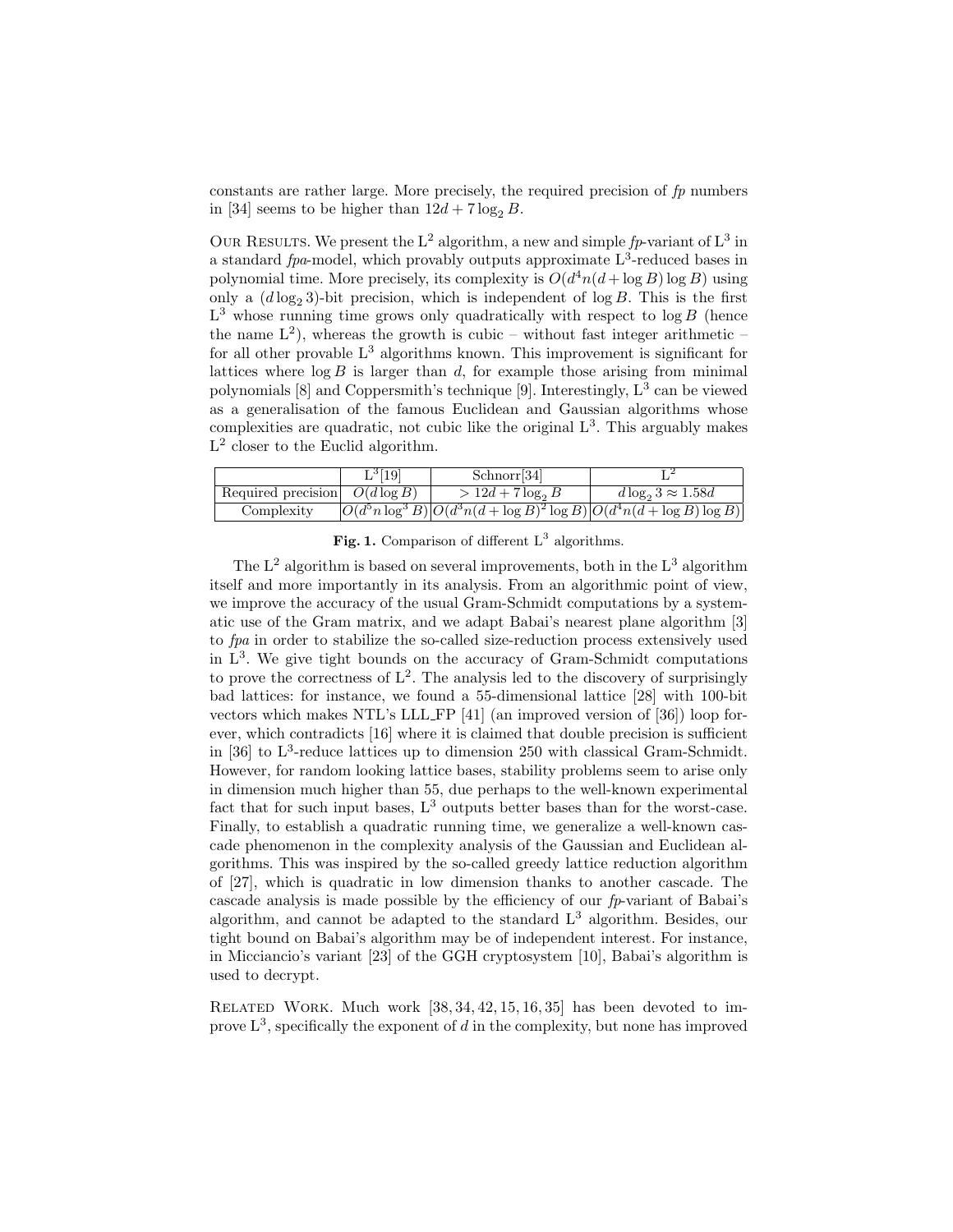constants are rather large. More precisely, the required precision of *fp* numbers in [34] seems to be higher than $12d + 7\log_2 B$.

Our Results. We present the $\mathrm{L}^2$ algorithm, a new and simple *fp*-variant of $\mathrm{L}^3$ in a standard *fpa*-model, which provably outputs approximate $\mathrm{L}^3$-reduced bases in polynomial time. More precisely, its complexity is $O(d^4 n(d + \log B)\log B)$ using only a $(d\log_2 3)$-bit precision, which is independent of $\log B$. This is the first $\mathrm{L}^3$ whose running time grows only quadratically with respect to $\log B$ (hence the name $\mathrm{L}^2$), whereas the growth is cubic – without fast integer arithmetic – for all other provable $\mathrm{L}^3$ algorithms known. This improvement is significant for lattices where $\log B$ is larger than $d$, for example those arising from minimal polynomials [8] and Coppersmith's technique [9]. Interestingly, $\mathrm{L}^3$ can be viewed as a generalisation of the famous Euclidean and Gaussian algorithms whose complexities are quadratic, not cubic like the original $\mathrm{L}^3$. This arguably makes $\mathrm{L}^2$ closer to the Euclid algorithm.

| | $\mathrm{L}^3$[19] | Schnorr[34] | $\mathrm{L}^2$ |
|---|---|---|---|
| Required precision | $O(d\log B)$ | $> 12d + 7\log_2 B$ | $d\log_2 3 \approx 1.58d$ |
| Complexity | $O(d^5 n\log^3 B)$ | $O(d^3 n(d + \log B)^2\log B)$ | $O(d^4 n(d + \log B)\log B)$ |

**Fig. 1.** Comparison of different $\mathrm{L}^3$ algorithms.

The $\mathrm{L}^2$ algorithm is based on several improvements, both in the $\mathrm{L}^3$ algorithm itself and more importantly in its analysis. From an algorithmic point of view, we improve the accuracy of the usual Gram-Schmidt computations by a systematic use of the Gram matrix, and we adapt Babai's nearest plane algorithm [3] to *fpa* in order to stabilize the so-called size-reduction process extensively used in $\mathrm{L}^3$. We give tight bounds on the accuracy of Gram-Schmidt computations to prove the correctness of $\mathrm{L}^2$. The analysis led to the discovery of surprisingly bad lattices: for instance, we found a 55-dimensional lattice [28] with 100-bit vectors which makes NTL's LLL_FP [41] (an improved version of [36]) loop forever, which contradicts [16] where it is claimed that double precision is sufficient in [36] to $\mathrm{L}^3$-reduce lattices up to dimension 250 with classical Gram-Schmidt. However, for random looking lattice bases, stability problems seem to arise only in dimension much higher than 55, due perhaps to the well-known experimental fact that for such input bases, $\mathrm{L}^3$ outputs better bases than for the worst-case. Finally, to establish a quadratic running time, we generalize a well-known cascade phenomenon in the complexity analysis of the Gaussian and Euclidean algorithms. This was inspired by the so-called greedy lattice reduction algorithm of [27], which is quadratic in low dimension thanks to another cascade. The cascade analysis is made possible by the efficiency of our *fp*-variant of Babai's algorithm, and cannot be adapted to the standard $\mathrm{L}^3$ algorithm. Besides, our tight bound on Babai's algorithm may be of independent interest. For instance, in Micciancio's variant [23] of the GGH cryptosystem [10], Babai's algorithm is used to decrypt.

Related Work. Much work [38, 34, 42, 15, 16, 35] has been devoted to improve $\mathrm{L}^3$, specifically the exponent of $d$ in the complexity, but none has improved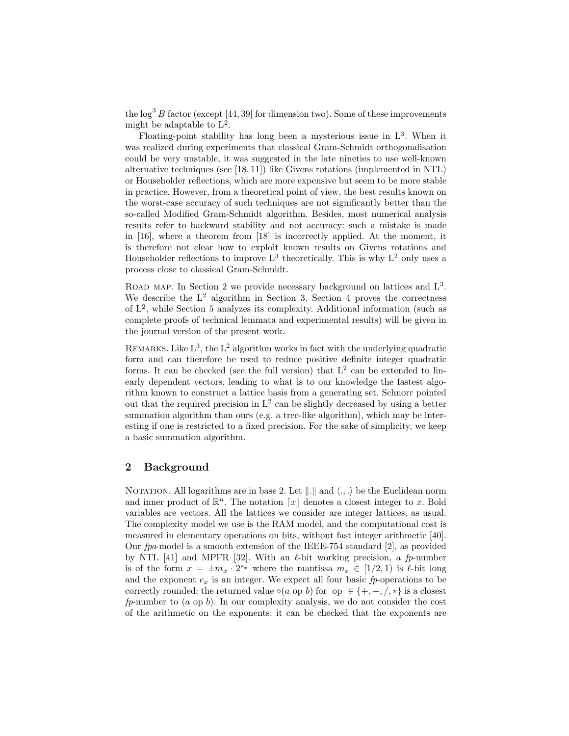the $\log^3 B$ factor (except [44, 39] for dimension two). Some of these improvements might be adaptable to $L^2$.

Floating-point stability has long been a mysterious issue in $L^3$. When it was realized during experiments that classical Gram-Schmidt orthogonalisation could be very unstable, it was suggested in the late nineties to use well-known alternative techniques (see [18, 11]) like Givens rotations (implemented in NTL) or Householder reflections, which are more expensive but seem to be more stable in practice. However, from a theoretical point of view, the best results known on the worst-case accuracy of such techniques are not significantly better than the so-called Modified Gram-Schmidt algorithm. Besides, most numerical analysis results refer to backward stability and not accuracy: such a mistake is made in [16], where a theorem from [18] is incorrectly applied. At the moment, it is therefore not clear how to exploit known results on Givens rotations and Householder reflections to improve $L^3$ theoretically. This is why $L^2$ only uses a process close to classical Gram-Schmidt.

Road map. In Section 2 we provide necessary background on lattices and $L^3$. We describe the $L^2$ algorithm in Section 3. Section 4 proves the correctness of $L^2$, while Section 5 analyzes its complexity. Additional information (such as complete proofs of technical lemmata and experimental results) will be given in the journal version of the present work.

Remarks. Like $L^3$, the $L^2$ algorithm works in fact with the underlying quadratic form and can therefore be used to reduce positive definite integer quadratic forms. It can be checked (see the full version) that $L^2$ can be extended to linearly dependent vectors, leading to what is to our knowledge the fastest algorithm known to construct a lattice basis from a generating set. Schnorr pointed out that the required precision in $L^2$ can be slightly decreased by using a better summation algorithm than ours (e.g. a tree-like algorithm), which may be interesting if one is restricted to a fixed precision. For the sake of simplicity, we keep a basic summation algorithm.

## 2 Background

Notation. All logarithms are in base 2. Let $\|.\|$ and $\langle .,. \rangle$ be the Euclidean norm and inner product of $\mathbb{R}^n$. The notation $\lceil x \rfloor$ denotes a closest integer to $x$. Bold variables are vectors. All the lattices we consider are integer lattices, as usual. The complexity model we use is the RAM model, and the computational cost is measured in elementary operations on bits, without fast integer arithmetic [40]. Our *fpa*-model is a smooth extension of the IEEE-754 standard [2], as provided by NTL [41] and MPFR [32]. With an $\ell$-bit working precision, a *fp*-number is of the form $x = \pm m_x \cdot 2^{e_x}$ where the mantissa $m_x \in [1/2, 1)$ is $\ell$-bit long and the exponent $e_x$ is an integer. We expect all four basic *fp*-operations to be correctly rounded: the returned value $\diamond(a \text{ op } b)$ for op $\in \{+, -, /, *\}$ is a closest *fp*-number to $(a \text{ op } b)$. In our complexity analysis, we do not consider the cost of the arithmetic on the exponents: it can be checked that the exponents are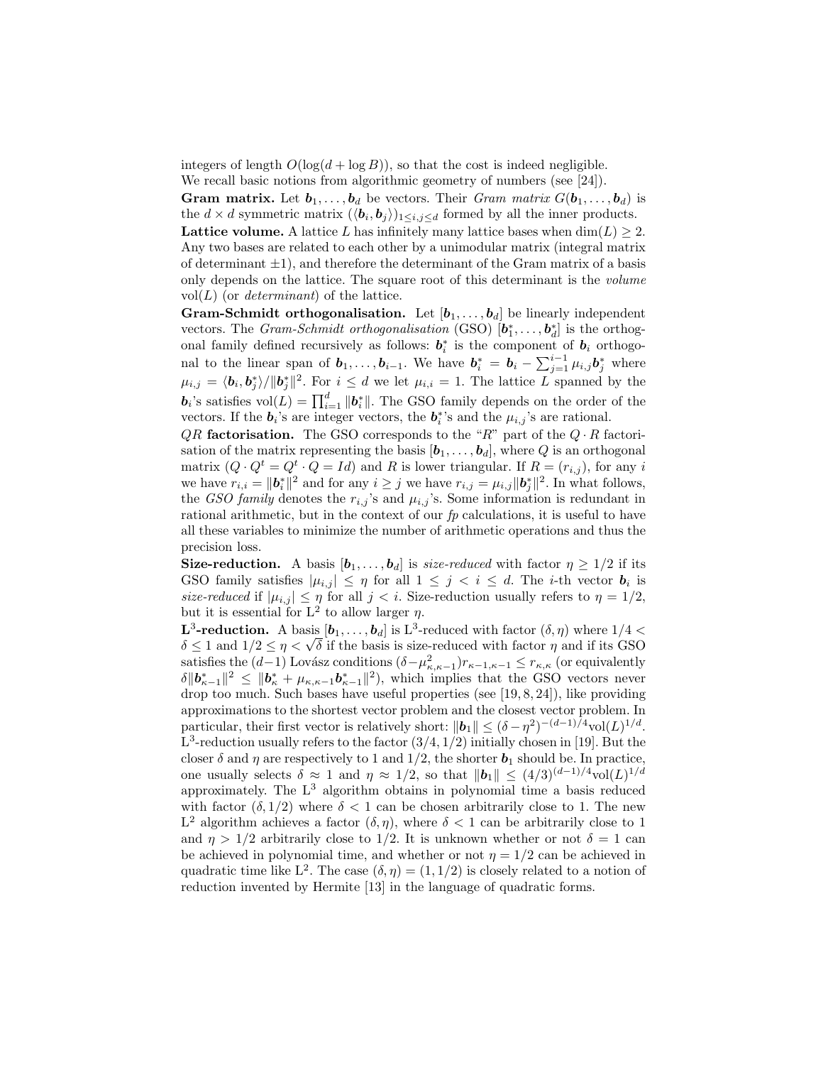integers of length $O(\log(d + \log B))$, so that the cost is indeed negligible.

We recall basic notions from algorithmic geometry of numbers (see [24]).

**Gram matrix.** Let $\boldsymbol{b}_1, \ldots, \boldsymbol{b}_d$ be vectors. Their *Gram matrix* $G(\boldsymbol{b}_1, \ldots, \boldsymbol{b}_d)$ is the $d \times d$ symmetric matrix $(\langle \boldsymbol{b}_i, \boldsymbol{b}_j \rangle)_{1 \leq i,j \leq d}$ formed by all the inner products.

**Lattice volume.** A lattice $L$ has infinitely many lattice bases when $\dim(L) \geq 2$. Any two bases are related to each other by a unimodular matrix (integral matrix of determinant $\pm 1$), and therefore the determinant of the Gram matrix of a basis only depends on the lattice. The square root of this determinant is the *volume* $\mathrm{vol}(L)$ (or *determinant*) of the lattice.

**Gram-Schmidt orthogonalisation.** Let $[\boldsymbol{b}_1, \ldots, \boldsymbol{b}_d]$ be linearly independent vectors. The *Gram-Schmidt orthogonalisation* (GSO) $[\boldsymbol{b}_1^*, \ldots, \boldsymbol{b}_d^*]$ is the orthogonal family defined recursively as follows: $\boldsymbol{b}_i^*$ is the component of $\boldsymbol{b}_i$ orthogonal to the linear span of $\boldsymbol{b}_1, \ldots, \boldsymbol{b}_{i-1}$. We have $\boldsymbol{b}_i^* = \boldsymbol{b}_i - \sum_{j=1}^{i-1} \mu_{i,j} \boldsymbol{b}_j^*$ where $\mu_{i,j} = \langle \boldsymbol{b}_i, \boldsymbol{b}_j^* \rangle / \|\boldsymbol{b}_j^*\|^2$. For $i \leq d$ we let $\mu_{i,i} = 1$. The lattice $L$ spanned by the $\boldsymbol{b}_i$'s satisfies $\mathrm{vol}(L) = \prod_{i=1}^{d} \|\boldsymbol{b}_i^*\|$. The GSO family depends on the order of the vectors. If the $\boldsymbol{b}_i$'s are integer vectors, the $\boldsymbol{b}_i^*$'s and the $\mu_{i,j}$'s are rational.

**$QR$ factorisation.** The GSO corresponds to the "$R$" part of the $Q \cdot R$ factorisation of the matrix representing the basis $[\boldsymbol{b}_1, \ldots, \boldsymbol{b}_d]$, where $Q$ is an orthogonal matrix ($Q \cdot Q^t = Q^t \cdot Q = Id$) and $R$ is lower triangular. If $R = (r_{i,j})$, for any $i$ we have $r_{i,i} = \|\boldsymbol{b}_i^*\|^2$ and for any $i \geq j$ we have $r_{i,j} = \mu_{i,j} \|\boldsymbol{b}_j^*\|^2$. In what follows, the *GSO family* denotes the $r_{i,j}$'s and $\mu_{i,j}$'s. Some information is redundant in rational arithmetic, but in the context of our *fp* calculations, it is useful to have all these variables to minimize the number of arithmetic operations and thus the precision loss.

**Size-reduction.** A basis $[\boldsymbol{b}_1, \ldots, \boldsymbol{b}_d]$ is *size-reduced* with factor $\eta \geq 1/2$ if its GSO family satisfies $|\mu_{i,j}| \leq \eta$ for all $1 \leq j < i \leq d$. The $i$-th vector $\boldsymbol{b}_i$ is *size-reduced* if $|\mu_{i,j}| \leq \eta$ for all $j < i$. Size-reduction usually refers to $\eta = 1/2$, but it is essential for $\mathrm{L}^2$ to allow larger $\eta$.

**$\mathrm{L}^3$-reduction.** A basis $[\boldsymbol{b}_1, \ldots, \boldsymbol{b}_d]$ is $\mathrm{L}^3$-reduced with factor $(\delta, \eta)$ where $1/4 < \delta \leq 1$ and $1/2 \leq \eta < \sqrt{\delta}$ if the basis is size-reduced with factor $\eta$ and if its GSO satisfies the $(d-1)$ Lovász conditions $(\delta - \mu_{\kappa,\kappa-1}^2) r_{\kappa-1,\kappa-1} \leq r_{\kappa,\kappa}$ (or equivalently $\delta \|\boldsymbol{b}_{\kappa-1}^*\|^2 \leq \|\boldsymbol{b}_\kappa^* + \mu_{\kappa,\kappa-1} \boldsymbol{b}_{\kappa-1}^*\|^2$), which implies that the GSO vectors never drop too much. Such bases have useful properties (see [19, 8, 24]), like providing approximations to the shortest vector problem and the closest vector problem. In particular, their first vector is relatively short: $\|\boldsymbol{b}_1\| \leq (\delta - \eta^2)^{-(d-1)/4} \mathrm{vol}(L)^{1/d}$. $\mathrm{L}^3$-reduction usually refers to the factor $(3/4, 1/2)$ initially chosen in [19]. But the closer $\delta$ and $\eta$ are respectively to 1 and $1/2$, the shorter $\boldsymbol{b}_1$ should be. In practice, one usually selects $\delta \approx 1$ and $\eta \approx 1/2$, so that $\|\boldsymbol{b}_1\| \leq (4/3)^{(d-1)/4} \mathrm{vol}(L)^{1/d}$ approximately. The $\mathrm{L}^3$ algorithm obtains in polynomial time a basis reduced with factor $(\delta, 1/2)$ where $\delta < 1$ can be chosen arbitrarily close to 1. The new $\mathrm{L}^2$ algorithm achieves a factor $(\delta, \eta)$, where $\delta < 1$ can be arbitrarily close to 1 and $\eta > 1/2$ arbitrarily close to $1/2$. It is unknown whether or not $\delta = 1$ can be achieved in polynomial time, and whether or not $\eta = 1/2$ can be achieved in quadratic time like $\mathrm{L}^2$. The case $(\delta, \eta) = (1, 1/2)$ is closely related to a notion of reduction invented by Hermite [13] in the language of quadratic forms.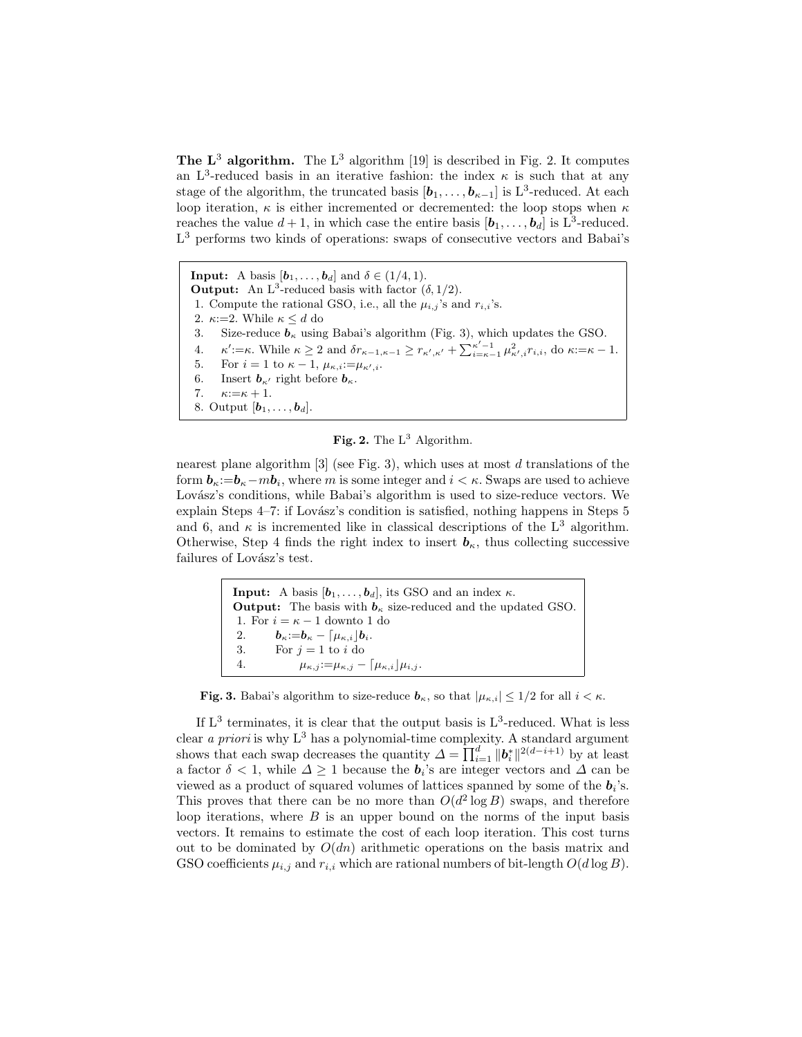**The $L^3$ algorithm.** The $L^3$ algorithm [19] is described in Fig. 2. It computes an $L^3$-reduced basis in an iterative fashion: the index $\kappa$ is such that at any stage of the algorithm, the truncated basis $[\boldsymbol{b}_1, \ldots, \boldsymbol{b}_{\kappa-1}]$ is $L^3$-reduced. At each loop iteration, $\kappa$ is either incremented or decremented: the loop stops when $\kappa$ reaches the value $d+1$, in which case the entire basis $[\boldsymbol{b}_1, \ldots, \boldsymbol{b}_d]$ is $L^3$-reduced. $L^3$ performs two kinds of operations: swaps of consecutive vectors and Babai's nearest plane algorithm [3] (see Fig. 3), which uses at most $d$ translations of the form $\boldsymbol{b}_\kappa := \boldsymbol{b}_\kappa - m\boldsymbol{b}_i$, where $m$ is some integer and $i < \kappa$. Swaps are used to achieve Lovász's conditions, while Babai's algorithm is used to size-reduce vectors. We explain Steps 4–7: if Lovász's condition is satisfied, nothing happens in Steps 5 and 6, and $\kappa$ is incremented like in classical descriptions of the $L^3$ algorithm. Otherwise, Step 4 finds the right index to insert $\boldsymbol{b}_\kappa$, thus collecting successive failures of Lovász's test.

> **Input:** A basis $[\boldsymbol{b}_1, \ldots, \boldsymbol{b}_d]$ and $\delta \in (1/4, 1)$.
> **Output:** An $L^3$-reduced basis with factor $(\delta, 1/2)$.
> 1. Compute the rational GSO, i.e., all the $\mu_{i,j}$'s and $r_{i,i}$'s.
> 2. $\kappa$:=2. While $\kappa \leq d$ do
> 3. Size-reduce $\boldsymbol{b}_\kappa$ using Babai's algorithm (Fig. 3), which updates the GSO.
> 4. $\kappa'$:=$\kappa$. While $\kappa \geq 2$ and $\delta r_{\kappa-1,\kappa-1} \geq r_{\kappa',\kappa'} + \sum_{i=\kappa-1}^{\kappa'-1} \mu_{\kappa',i}^2 r_{i,i}$, do $\kappa$:=$\kappa - 1$.
> 5. For $i = 1$ to $\kappa - 1$, $\mu_{\kappa,i}$:=$\mu_{\kappa',i}$.
> 6. Insert $\boldsymbol{b}_{\kappa'}$ right before $\boldsymbol{b}_\kappa$.
> 7. $\kappa$:=$\kappa + 1$.
> 8. Output $[\boldsymbol{b}_1, \ldots, \boldsymbol{b}_d]$.

**Fig. 2.** The $L^3$ Algorithm.

> **Input:** A basis $[\boldsymbol{b}_1, \ldots, \boldsymbol{b}_d]$, its GSO and an index $\kappa$.
> **Output:** The basis with $\boldsymbol{b}_\kappa$ size-reduced and the updated GSO.
> 1. For $i = \kappa - 1$ downto 1 do
> 2. $\boldsymbol{b}_\kappa$:=$\boldsymbol{b}_\kappa - \lceil \mu_{\kappa,i} \rfloor \boldsymbol{b}_i$.
> 3. For $j = 1$ to $i$ do
> 4. $\mu_{\kappa,j}$:=$\mu_{\kappa,j} - \lceil \mu_{\kappa,i} \rfloor \mu_{i,j}$.

**Fig. 3.** Babai's algorithm to size-reduce $\boldsymbol{b}_\kappa$, so that $|\mu_{\kappa,i}| \leq 1/2$ for all $i < \kappa$.

If $L^3$ terminates, it is clear that the output basis is $L^3$-reduced. What is less clear *a priori* is why $L^3$ has a polynomial-time complexity. A standard argument shows that each swap decreases the quantity $\Delta = \prod_{i=1}^{d} \|\boldsymbol{b}_i^*\|^{2(d-i+1)}$ by at least a factor $\delta < 1$, while $\Delta \geq 1$ because the $\boldsymbol{b}_i$'s are integer vectors and $\Delta$ can be viewed as a product of squared volumes of lattices spanned by some of the $\boldsymbol{b}_i$'s. This proves that there can be no more than $O(d^2 \log B)$ swaps, and therefore loop iterations, where $B$ is an upper bound on the norms of the input basis vectors. It remains to estimate the cost of each loop iteration. This cost turns out to be dominated by $O(dn)$ arithmetic operations on the basis matrix and GSO coefficients $\mu_{i,j}$ and $r_{i,i}$ which are rational numbers of bit-length $O(d \log B)$.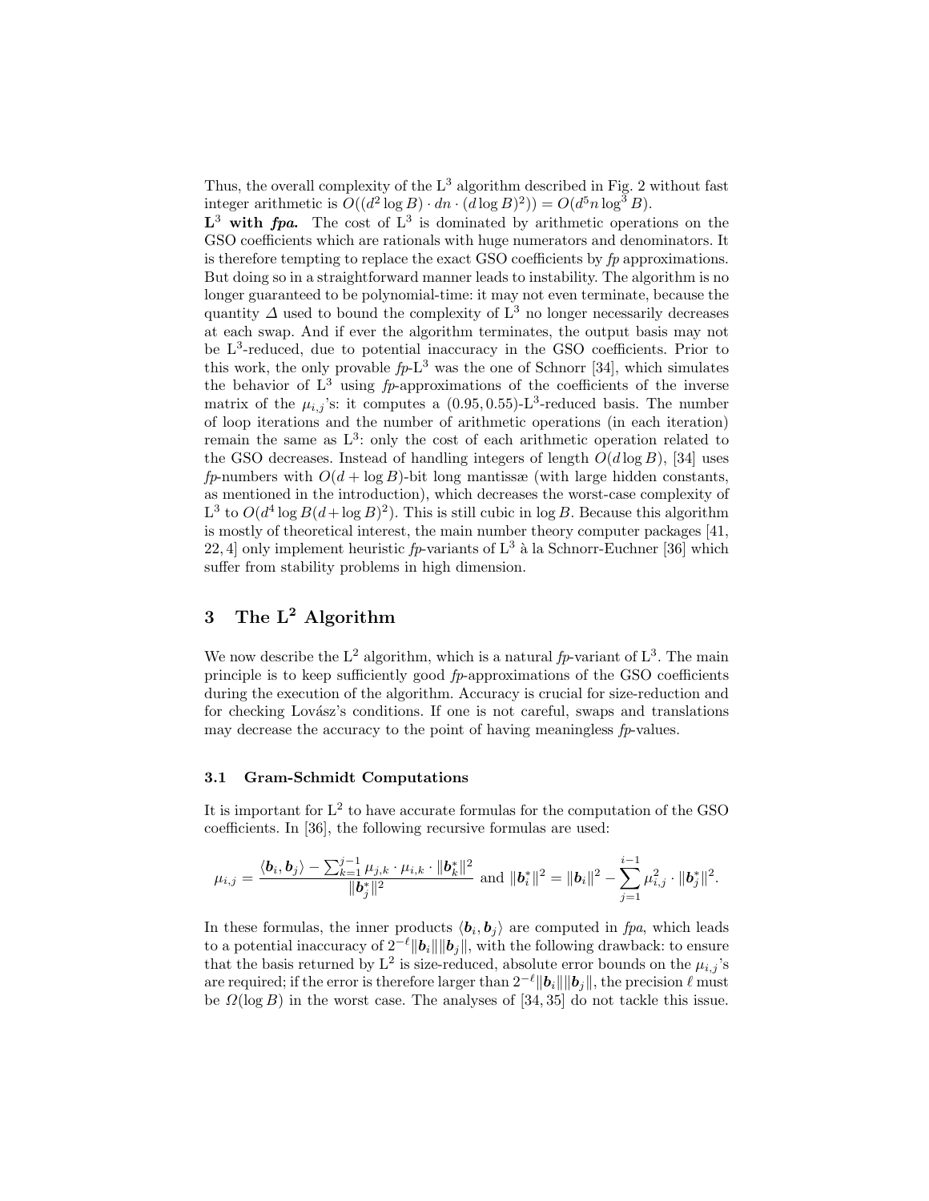Thus, the overall complexity of the $L^3$ algorithm described in Fig. 2 without fast integer arithmetic is $O((d^2 \log B) \cdot dn \cdot (d \log B)^2)) = O(d^5 n \log^3 B)$.

**$L^3$ with *fpa*.** The cost of $L^3$ is dominated by arithmetic operations on the GSO coefficients which are rationals with huge numerators and denominators. It is therefore tempting to replace the exact GSO coefficients by *fp* approximations. But doing so in a straightforward manner leads to instability. The algorithm is no longer guaranteed to be polynomial-time: it may not even terminate, because the quantity $\Delta$ used to bound the complexity of $L^3$ no longer necessarily decreases at each swap. And if ever the algorithm terminates, the output basis may not be $L^3$-reduced, due to potential inaccuracy in the GSO coefficients. Prior to this work, the only provable *fp*-$L^3$ was the one of Schnorr [34], which simulates the behavior of $L^3$ using *fp*-approximations of the coefficients of the inverse matrix of the $\mu_{i,j}$'s: it computes a $(0.95, 0.55)$-$L^3$-reduced basis. The number of loop iterations and the number of arithmetic operations (in each iteration) remain the same as $L^3$: only the cost of each arithmetic operation related to the GSO decreases. Instead of handling integers of length $O(d \log B)$, [34] uses *fp*-numbers with $O(d + \log B)$-bit long mantissæ (with large hidden constants, as mentioned in the introduction), which decreases the worst-case complexity of $L^3$ to $O(d^4 \log B(d + \log B)^2)$. This is still cubic in $\log B$. Because this algorithm is mostly of theoretical interest, the main number theory computer packages [41, 22, 4] only implement heuristic *fp*-variants of $L^3$ à la Schnorr-Euchner [36] which suffer from stability problems in high dimension.

## 3 The $L^2$ Algorithm

We now describe the $L^2$ algorithm, which is a natural *fp*-variant of $L^3$. The main principle is to keep sufficiently good *fp*-approximations of the GSO coefficients during the execution of the algorithm. Accuracy is crucial for size-reduction and for checking Lovász's conditions. If one is not careful, swaps and translations may decrease the accuracy to the point of having meaningless *fp*-values.

### 3.1 Gram-Schmidt Computations

It is important for $L^2$ to have accurate formulas for the computation of the GSO coefficients. In [36], the following recursive formulas are used:

$$\mu_{i,j} = \frac{\langle \boldsymbol{b}_i, \boldsymbol{b}_j \rangle - \sum_{k=1}^{j-1} \mu_{j,k} \cdot \mu_{i,k} \cdot \|\boldsymbol{b}_k^*\|^2}{\|\boldsymbol{b}_j^*\|^2} \text{ and } \|\boldsymbol{b}_i^*\|^2 = \|\boldsymbol{b}_i\|^2 - \sum_{j=1}^{i-1} \mu_{i,j}^2 \cdot \|\boldsymbol{b}_j^*\|^2.$$

In these formulas, the inner products $\langle \boldsymbol{b}_i, \boldsymbol{b}_j \rangle$ are computed in *fpa*, which leads to a potential inaccuracy of $2^{-\ell}\|\boldsymbol{b}_i\|\|\boldsymbol{b}_j\|$, with the following drawback: to ensure that the basis returned by $L^2$ is size-reduced, absolute error bounds on the $\mu_{i,j}$'s are required; if the error is therefore larger than $2^{-\ell}\|\boldsymbol{b}_i\|\|\boldsymbol{b}_j\|$, the precision $\ell$ must be $\Omega(\log B)$ in the worst case. The analyses of [34, 35] do not tackle this issue.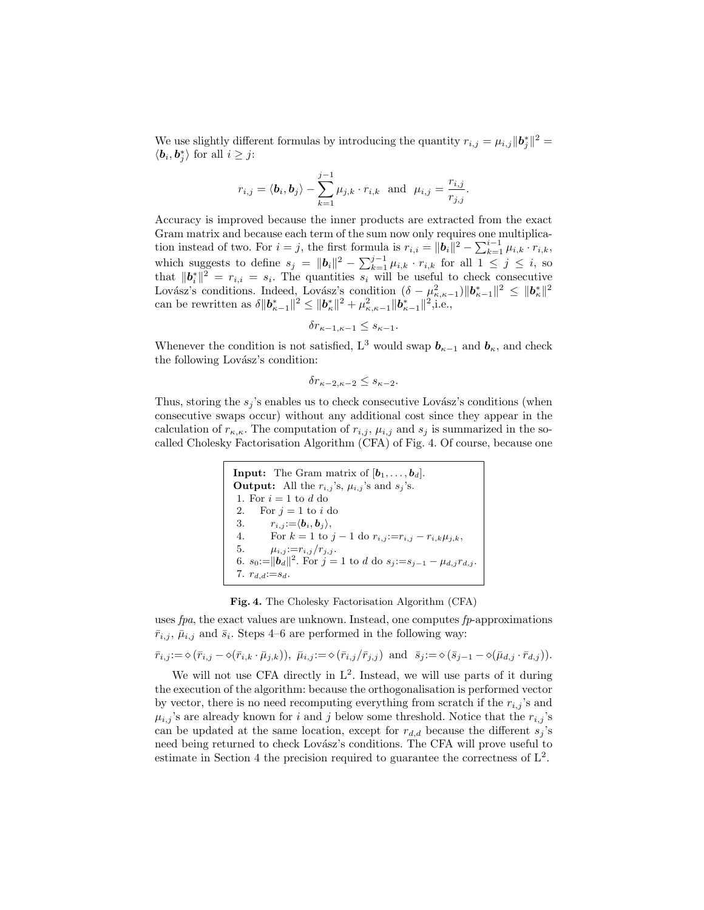We use slightly different formulas by introducing the quantity $r_{i,j} = \mu_{i,j}\|\boldsymbol{b}_j^*\|^2 = \langle \boldsymbol{b}_i, \boldsymbol{b}_j^* \rangle$ for all $i \geq j$:

$$r_{i,j} = \langle \boldsymbol{b}_i, \boldsymbol{b}_j \rangle - \sum_{k=1}^{j-1} \mu_{j,k} \cdot r_{i,k} \quad \text{and} \quad \mu_{i,j} = \frac{r_{i,j}}{r_{j,j}}.$$

Accuracy is improved because the inner products are extracted from the exact Gram matrix and because each term of the sum now only requires one multiplication instead of two. For $i = j$, the first formula is $r_{i,i} = \|\boldsymbol{b}_i\|^2 - \sum_{k=1}^{i-1} \mu_{i,k} \cdot r_{i,k}$, which suggests to define $s_j = \|\boldsymbol{b}_i\|^2 - \sum_{k=1}^{j-1} \mu_{i,k} \cdot r_{i,k}$ for all $1 \leq j \leq i$, so that $\|\boldsymbol{b}_i^*\|^2 = r_{i,i} = s_i$. The quantities $s_i$ will be useful to check consecutive Lovász's conditions. Indeed, Lovász's condition $(\delta - \mu_{\kappa,\kappa-1}^2)\|\boldsymbol{b}_{\kappa-1}^*\|^2 \leq \|\boldsymbol{b}_\kappa^*\|^2$ can be rewritten as $\delta\|\boldsymbol{b}_{\kappa-1}^*\|^2 \leq \|\boldsymbol{b}_\kappa^*\|^2 + \mu_{\kappa,\kappa-1}^2\|\boldsymbol{b}_{\kappa-1}^*\|^2$,i.e.,

$$\delta r_{\kappa-1,\kappa-1} \leq s_{\kappa-1}.$$

Whenever the condition is not satisfied, L$^3$ would swap $\boldsymbol{b}_{\kappa-1}$ and $\boldsymbol{b}_\kappa$, and check the following Lovász's condition:

$$\delta r_{\kappa-2,\kappa-2} \leq s_{\kappa-2}.$$

Thus, storing the $s_j$'s enables us to check consecutive Lovász's conditions (when consecutive swaps occur) without any additional cost since they appear in the calculation of $r_{\kappa,\kappa}$. The computation of $r_{i,j}$, $\mu_{i,j}$ and $s_j$ is summarized in the so-called Cholesky Factorisation Algorithm (CFA) of Fig. 4. Of course, because one

**Input:** The Gram matrix of $[\boldsymbol{b}_1, \ldots, \boldsymbol{b}_d]$.
**Output:** All the $r_{i,j}$'s, $\mu_{i,j}$'s and $s_j$'s.
1. For $i = 1$ to $d$ do
2. For $j = 1$ to $i$ do
3. $r_{i,j} := \langle \boldsymbol{b}_i, \boldsymbol{b}_j \rangle$,
4. For $k = 1$ to $j - 1$ do $r_{i,j} := r_{i,j} - r_{i,k}\mu_{j,k}$,
5. $\mu_{i,j} := r_{i,j}/r_{j,j}$.
6. $s_0 := \|\boldsymbol{b}_d\|^2$. For $j = 1$ to $d$ do $s_j := s_{j-1} - \mu_{d,j} r_{d,j}$.
7. $r_{d,d} := s_d$.

**Fig. 4.** The Cholesky Factorisation Algorithm (CFA)

uses *fpa*, the exact values are unknown. Instead, one computes *fp*-approximations $\bar{r}_{i,j}$, $\bar{\mu}_{i,j}$ and $\bar{s}_i$. Steps 4–6 are performed in the following way:

$$\bar{r}_{i,j} := \diamond(\bar{r}_{i,j} - \diamond(\bar{r}_{i,k} \cdot \bar{\mu}_{j,k})),\ \bar{\mu}_{i,j} := \diamond(\bar{r}_{i,j}/\bar{r}_{j,j}) \ \text{ and } \ \bar{s}_j := \diamond(\bar{s}_{j-1} - \diamond(\bar{\mu}_{d,j} \cdot \bar{r}_{d,j})).$$

We will not use CFA directly in L$^2$. Instead, we will use parts of it during the execution of the algorithm: because the orthogonalisation is performed vector by vector, there is no need recomputing everything from scratch if the $r_{i,j}$'s and $\mu_{i,j}$'s are already known for $i$ and $j$ below some threshold. Notice that the $r_{i,j}$'s can be updated at the same location, except for $r_{d,d}$ because the different $s_j$'s need being returned to check Lovász's conditions. The CFA will prove useful to estimate in Section 4 the precision required to guarantee the correctness of L$^2$.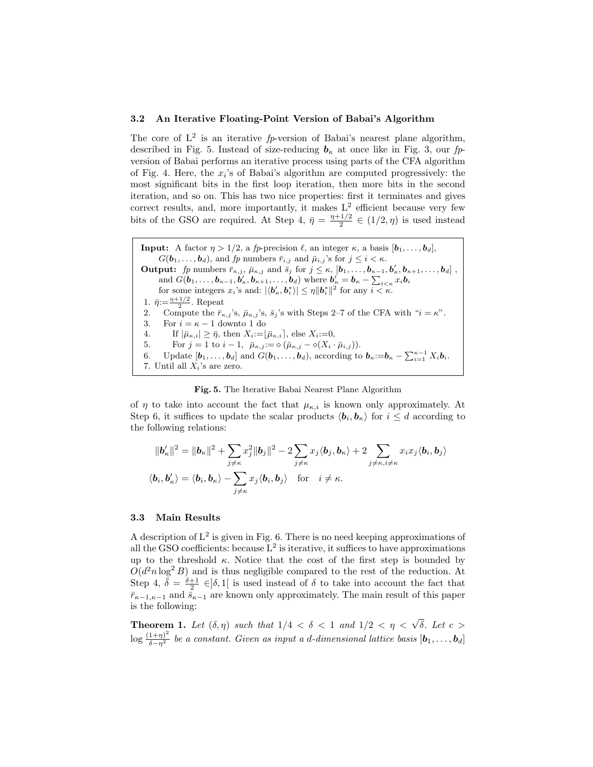### 3.2 An Iterative Floating-Point Version of Babai's Algorithm

The core of $L^2$ is an iterative *fp*-version of Babai's nearest plane algorithm, described in Fig. 5. Instead of size-reducing $\boldsymbol{b}_\kappa$ at once like in Fig. 3, our *fp*-version of Babai performs an iterative process using parts of the CFA algorithm of Fig. 4. Here, the $x_i$'s of Babai's algorithm are computed progressively: the most significant bits in the first loop iteration, then more bits in the second iteration, and so on. This has two nice properties: first it terminates and gives correct results, and, more importantly, it makes $L^2$ efficient because very few bits of the GSO are required. At Step 4, $\bar{\eta} = \frac{\eta+1/2}{2} \in (1/2, \eta)$ is used instead

**Input:** A factor $\eta > 1/2$, a *fp*-precision $\ell$, an integer $\kappa$, a basis $[\boldsymbol{b}_1, \ldots, \boldsymbol{b}_d]$, $G(\boldsymbol{b}_1, \ldots, \boldsymbol{b}_d)$, and *fp* numbers $\bar{r}_{i,j}$ and $\bar{\mu}_{i,j}$'s for $j \leq i < \kappa$.
**Output:** *fp* numbers $\bar{r}_{\kappa,j}$, $\bar{\mu}_{\kappa,j}$ and $\bar{s}_j$ for $j \leq \kappa$, $[\boldsymbol{b}_1, \ldots, \boldsymbol{b}_{\kappa-1}, \boldsymbol{b}'_\kappa, \boldsymbol{b}_{\kappa+1}, \ldots, \boldsymbol{b}_d]$, and $G(\boldsymbol{b}_1, \ldots, \boldsymbol{b}_{\kappa-1}, \boldsymbol{b}'_\kappa, \boldsymbol{b}_{\kappa+1}, \ldots, \boldsymbol{b}_d)$ where $\boldsymbol{b}'_\kappa = \boldsymbol{b}_\kappa - \sum_{i<\kappa} x_i \boldsymbol{b}_i$ for some integers $x_i$'s and: $|\langle \boldsymbol{b}'_\kappa, \boldsymbol{b}^*_i \rangle| \leq \eta \|\boldsymbol{b}^*_i\|^2$ for any $i < \kappa$.

1. $\bar{\eta} := \frac{\eta+1/2}{2}$. Repeat
2. Compute the $\bar{r}_{\kappa,j}$'s, $\bar{\mu}_{\kappa,j}$'s, $\bar{s}_j$'s with Steps 2–7 of the CFA with "$i = \kappa$".
3. For $i = \kappa - 1$ downto 1 do
4. If $|\bar{\mu}_{\kappa,i}| \geq \bar{\eta}$, then $X_i := \lfloor \bar{\mu}_{\kappa,i} \rceil$, else $X_i := 0$,
5. For $j = 1$ to $i - 1$, $\bar{\mu}_{\kappa,j} := \diamond(\bar{\mu}_{\kappa,j} - \diamond(X_i \cdot \bar{\mu}_{i,j}))$.
6. Update $[\boldsymbol{b}_1, \ldots, \boldsymbol{b}_d]$ and $G(\boldsymbol{b}_1, \ldots, \boldsymbol{b}_d)$, according to $\boldsymbol{b}_\kappa := \boldsymbol{b}_\kappa - \sum_{i=1}^{\kappa-1} X_i \boldsymbol{b}_i$.
7. Until all $X_i$'s are zero.

**Fig. 5.** The Iterative Babai Nearest Plane Algorithm

of $\eta$ to take into account the fact that $\mu_{\kappa,i}$ is known only approximately. At Step 6, it suffices to update the scalar products $\langle \boldsymbol{b}_i, \boldsymbol{b}_\kappa \rangle$ for $i \leq d$ according to the following relations:

$$\|\boldsymbol{b}'_\kappa\|^2 = \|\boldsymbol{b}_\kappa\|^2 + \sum_{j \neq \kappa} x_j^2 \|\boldsymbol{b}_j\|^2 - 2 \sum_{j \neq \kappa} x_j \langle \boldsymbol{b}_j, \boldsymbol{b}_\kappa \rangle + 2 \sum_{j \neq \kappa, i \neq \kappa} x_i x_j \langle \boldsymbol{b}_i, \boldsymbol{b}_j \rangle$$

$$\langle \boldsymbol{b}_i, \boldsymbol{b}'_\kappa \rangle = \langle \boldsymbol{b}_i, \boldsymbol{b}_\kappa \rangle - \sum_{j \neq \kappa} x_j \langle \boldsymbol{b}_i, \boldsymbol{b}_j \rangle \quad \text{for} \quad i \neq \kappa.$$

### 3.3 Main Results

A description of $L^2$ is given in Fig. 6. There is no need keeping approximations of all the GSO coefficients: because $L^2$ is iterative, it suffices to have approximations up to the threshold $\kappa$. Notice that the cost of the first step is bounded by $O(d^2 n \log^2 B)$ and is thus negligible compared to the rest of the reduction. At Step 4, $\bar{\delta} = \frac{\delta+1}{2} \in ]\delta, 1[$ is used instead of $\delta$ to take into account the fact that $\bar{r}_{\kappa-1,\kappa-1}$ and $\bar{s}_{\kappa-1}$ are known only approximately. The main result of this paper is the following:

**Theorem 1.** *Let $(\delta, \eta)$ such that $1/4 < \delta < 1$ and $1/2 < \eta < \sqrt{\delta}$. Let $c > \log \frac{(1+\eta)^2}{\delta - \eta^2}$ be a constant. Given as input a $d$-dimensional lattice basis $[\boldsymbol{b}_1, \ldots, \boldsymbol{b}_d]$*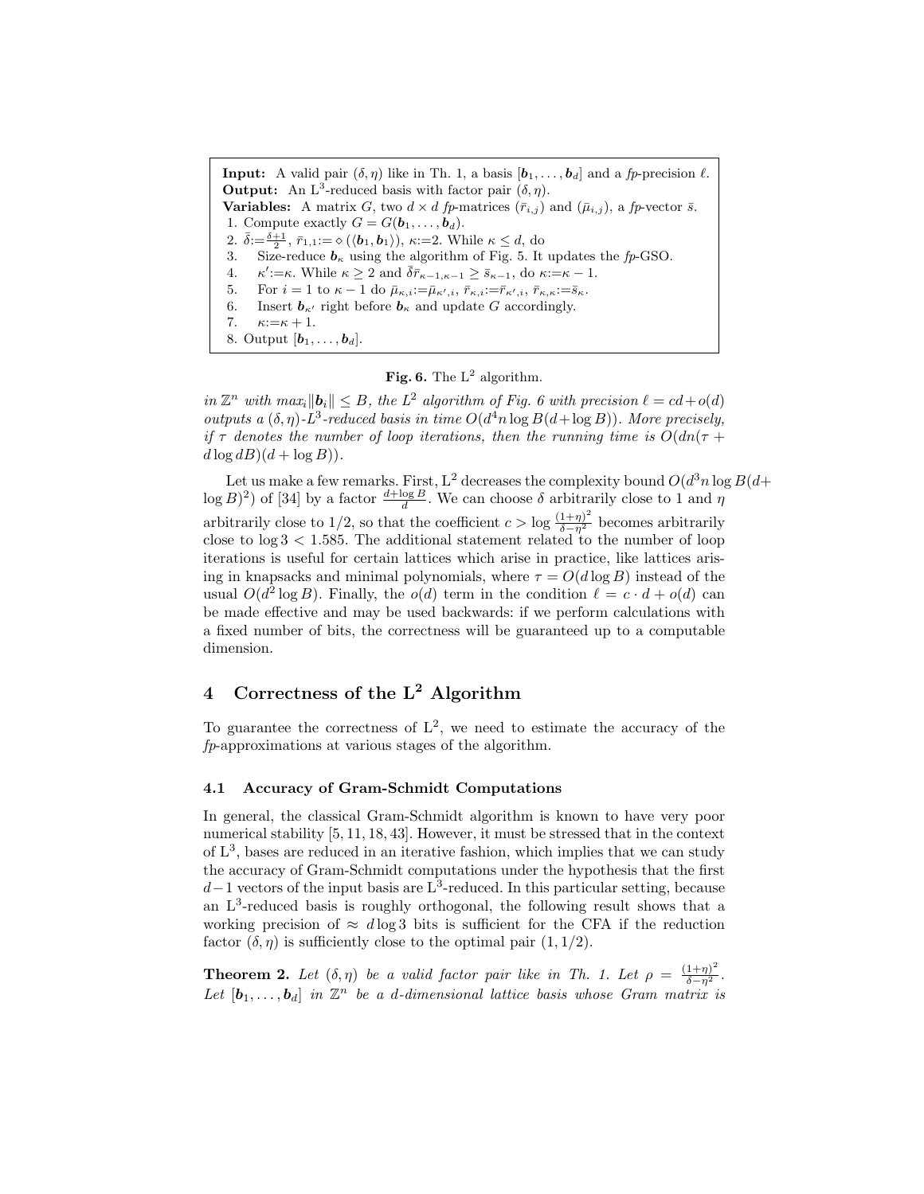**Input:** A valid pair $(\delta, \eta)$ like in Th. 1, a basis $[\boldsymbol{b}_1, \ldots, \boldsymbol{b}_d]$ and a *fp*-precision $\ell$.
**Output:** An L$^3$-reduced basis with factor pair $(\delta, \eta)$.
**Variables:** A matrix $G$, two $d \times d$ *fp*-matrices $(\bar{r}_{i,j})$ and $(\bar{\mu}_{i,j})$, a *fp*-vector $\bar{s}$.

1. Compute exactly $G = G(\boldsymbol{b}_1, \ldots, \boldsymbol{b}_d)$.
2. $\bar{\delta} := \frac{\delta+1}{2}$, $\bar{r}_{1,1} := \diamond(\langle \boldsymbol{b}_1, \boldsymbol{b}_1 \rangle)$, $\kappa := 2$. While $\kappa \leq d$, do
3. Size-reduce $\boldsymbol{b}_\kappa$ using the algorithm of Fig. 5. It updates the *fp*-GSO.
4. $\kappa' := \kappa$. While $\kappa \geq 2$ and $\bar{\delta}\bar{r}_{\kappa-1,\kappa-1} \geq \bar{s}_{\kappa-1}$, do $\kappa := \kappa - 1$.
5. For $i = 1$ to $\kappa - 1$ do $\bar{\mu}_{\kappa,i} := \bar{\mu}_{\kappa',i}$, $\bar{r}_{\kappa,i} := \bar{r}_{\kappa',i}$, $\bar{r}_{\kappa,\kappa} := \bar{s}_\kappa$.
6. Insert $\boldsymbol{b}_{\kappa'}$ right before $\boldsymbol{b}_\kappa$ and update $G$ accordingly.
7. $\kappa := \kappa + 1$.
8. Output $[\boldsymbol{b}_1, \ldots, \boldsymbol{b}_d]$.

**Fig. 6.** The L$^2$ algorithm.

*in $\mathbb{Z}^n$ with $max_i \|\boldsymbol{b}_i\| \leq B$, the L$^2$ algorithm of Fig. 6 with precision $\ell = cd + o(d)$ outputs a $(\delta, \eta)$-L$^3$-reduced basis in time $O(d^4 n \log B(d + \log B))$. More precisely, if $\tau$ denotes the number of loop iterations, then the running time is $O(dn(\tau + d\log dB)(d + \log B))$.*

Let us make a few remarks. First, L$^2$ decreases the complexity bound $O(d^3 n \log B(d + \log B)^2)$ of [34] by a factor $\frac{d+\log B}{d}$. We can choose $\delta$ arbitrarily close to 1 and $\eta$ arbitrarily close to 1/2, so that the coefficient $c > \log \frac{(1+\eta)^2}{\delta - \eta^2}$ becomes arbitrarily close to $\log 3 < 1.585$. The additional statement related to the number of loop iterations is useful for certain lattices which arise in practice, like lattices arising in knapsacks and minimal polynomials, where $\tau = O(d \log B)$ instead of the usual $O(d^2 \log B)$. Finally, the $o(d)$ term in the condition $\ell = c \cdot d + o(d)$ can be made effective and may be used backwards: if we perform calculations with a fixed number of bits, the correctness will be guaranteed up to a computable dimension.

## 4 Correctness of the L$^2$ Algorithm

To guarantee the correctness of L$^2$, we need to estimate the accuracy of the *fp*-approximations at various stages of the algorithm.

### 4.1 Accuracy of Gram-Schmidt Computations

In general, the classical Gram-Schmidt algorithm is known to have very poor numerical stability [5, 11, 18, 43]. However, it must be stressed that in the context of L$^3$, bases are reduced in an iterative fashion, which implies that we can study the accuracy of Gram-Schmidt computations under the hypothesis that the first $d-1$ vectors of the input basis are L$^3$-reduced. In this particular setting, because an L$^3$-reduced basis is roughly orthogonal, the following result shows that a working precision of $\approx d \log 3$ bits is sufficient for the CFA if the reduction factor $(\delta, \eta)$ is sufficiently close to the optimal pair $(1, 1/2)$.

**Theorem 2.** *Let $(\delta, \eta)$ be a valid factor pair like in Th. 1. Let $\rho = \frac{(1+\eta)^2}{\delta - \eta^2}$. Let $[\boldsymbol{b}_1, \ldots, \boldsymbol{b}_d]$ in $\mathbb{Z}^n$ be a $d$-dimensional lattice basis whose Gram matrix is*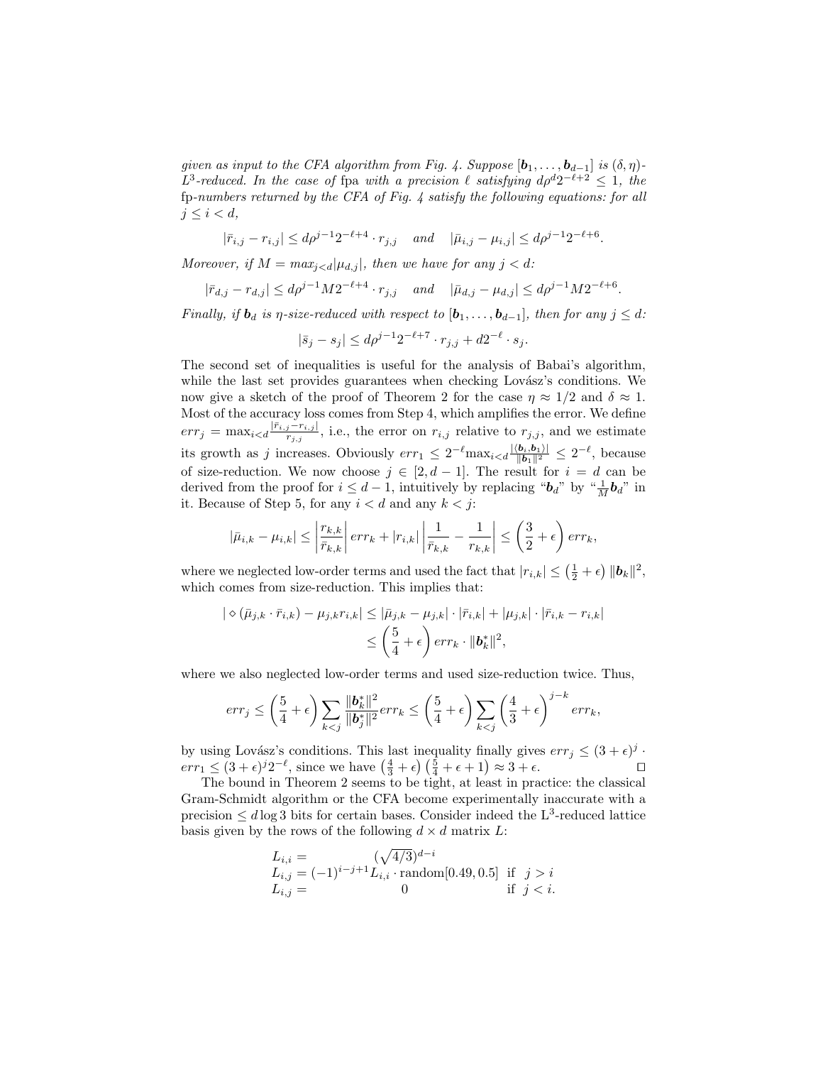*given as input to the CFA algorithm from Fig. 4. Suppose $[\boldsymbol{b}_1, \ldots, \boldsymbol{b}_{d-1}]$ is $(\delta, \eta)$-$L^3$-reduced. In the case of* fpa *with a precision $\ell$ satisfying $d\rho^d 2^{-\ell+2} \leq 1$, the* fp*-numbers returned by the CFA of Fig. 4 satisfy the following equations: for all $j \leq i < d$,*

$$|\bar{r}_{i,j} - r_{i,j}| \leq d\rho^{j-1}2^{-\ell+4} \cdot r_{j,j} \quad \text{and} \quad |\bar{\mu}_{i,j} - \mu_{i,j}| \leq d\rho^{j-1}2^{-\ell+6}.$$

*Moreover, if $M = max_{j<d}|\mu_{d,j}|$, then we have for any $j < d$:*

$$|\bar{r}_{d,j} - r_{d,j}| \leq d\rho^{j-1}M2^{-\ell+4} \cdot r_{j,j} \quad \text{and} \quad |\bar{\mu}_{d,j} - \mu_{d,j}| \leq d\rho^{j-1}M2^{-\ell+6}.$$

*Finally, if $\boldsymbol{b}_d$ is $\eta$-size-reduced with respect to $[\boldsymbol{b}_1, \ldots, \boldsymbol{b}_{d-1}]$, then for any $j \leq d$:*

$$|\bar{s}_j - s_j| \leq d\rho^{j-1}2^{-\ell+7} \cdot r_{j,j} + d2^{-\ell} \cdot s_j.$$

The second set of inequalities is useful for the analysis of Babai's algorithm, while the last set provides guarantees when checking Lovász's conditions. We now give a sketch of the proof of Theorem 2 for the case $\eta \approx 1/2$ and $\delta \approx 1$. Most of the accuracy loss comes from Step 4, which amplifies the error. We define $err_j = \max_{i<d} \frac{|\bar{r}_{i,j} - r_{i,j}|}{r_{j,j}}$, i.e., the error on $r_{i,j}$ relative to $r_{j,j}$, and we estimate its growth as $j$ increases. Obviously $err_1 \leq 2^{-\ell}\max_{i<d}\frac{|\langle \boldsymbol{b}_i, \boldsymbol{b}_1\rangle|}{\|\boldsymbol{b}_1\|^2} \leq 2^{-\ell}$, because of size-reduction. We now choose $j \in [2, d-1]$. The result for $i = d$ can be derived from the proof for $i \leq d-1$, intuitively by replacing "$\boldsymbol{b}_d$" by "$\frac{1}{M}\boldsymbol{b}_d$" in it. Because of Step 5, for any $i < d$ and any $k < j$:

$$|\bar{\mu}_{i,k} - \mu_{i,k}| \leq \left|\frac{r_{k,k}}{\bar{r}_{k,k}}\right| err_k + |r_{i,k}| \left|\frac{1}{\bar{r}_{k,k}} - \frac{1}{r_{k,k}}\right| \leq \left(\frac{3}{2} + \epsilon\right) err_k,$$

where we neglected low-order terms and used the fact that $|r_{i,k}| \leq \left(\frac{1}{2} + \epsilon\right)\|\boldsymbol{b}_k\|^2$, which comes from size-reduction. This implies that:

$$\begin{aligned} |\diamond(\bar{\mu}_{j,k} \cdot \bar{r}_{i,k}) - \mu_{j,k} r_{i,k}| &\leq |\bar{\mu}_{j,k} - \mu_{j,k}| \cdot |\bar{r}_{i,k}| + |\mu_{j,k}| \cdot |\bar{r}_{i,k} - r_{i,k}| \\ &\leq \left(\frac{5}{4} + \epsilon\right) err_k \cdot \|\boldsymbol{b}_k^*\|^2, \end{aligned}$$

where we also neglected low-order terms and used size-reduction twice. Thus,

$$err_j \leq \left(\frac{5}{4} + \epsilon\right) \sum_{k<j} \frac{\|\boldsymbol{b}_k^*\|^2}{\|\boldsymbol{b}_j^*\|^2} err_k \leq \left(\frac{5}{4} + \epsilon\right) \sum_{k<j} \left(\frac{4}{3} + \epsilon\right)^{j-k} err_k,$$

by using Lovász's conditions. This last inequality finally gives $err_j \leq (3+\epsilon)^j \cdot err_1 \leq (3+\epsilon)^j 2^{-\ell}$, since we have $\left(\frac{4}{3} + \epsilon\right)\left(\frac{5}{4} + \epsilon + 1\right) \approx 3 + \epsilon$. □

The bound in Theorem 2 seems to be tight, at least in practice: the classical Gram-Schmidt algorithm or the CFA become experimentally inaccurate with a precision $\leq d \log 3$ bits for certain bases. Consider indeed the $L^3$-reduced lattice basis given by the rows of the following $d \times d$ matrix $L$:

$$\begin{aligned} L_{i,i} &= (\sqrt{4/3})^{d-i} \\ L_{i,j} &= (-1)^{i-j+1} L_{i,i} \cdot \text{random}[0.49, 0.5] \quad \text{if } j > i \\ L_{i,j} &= 0 \quad \text{if } j < i. \end{aligned}$$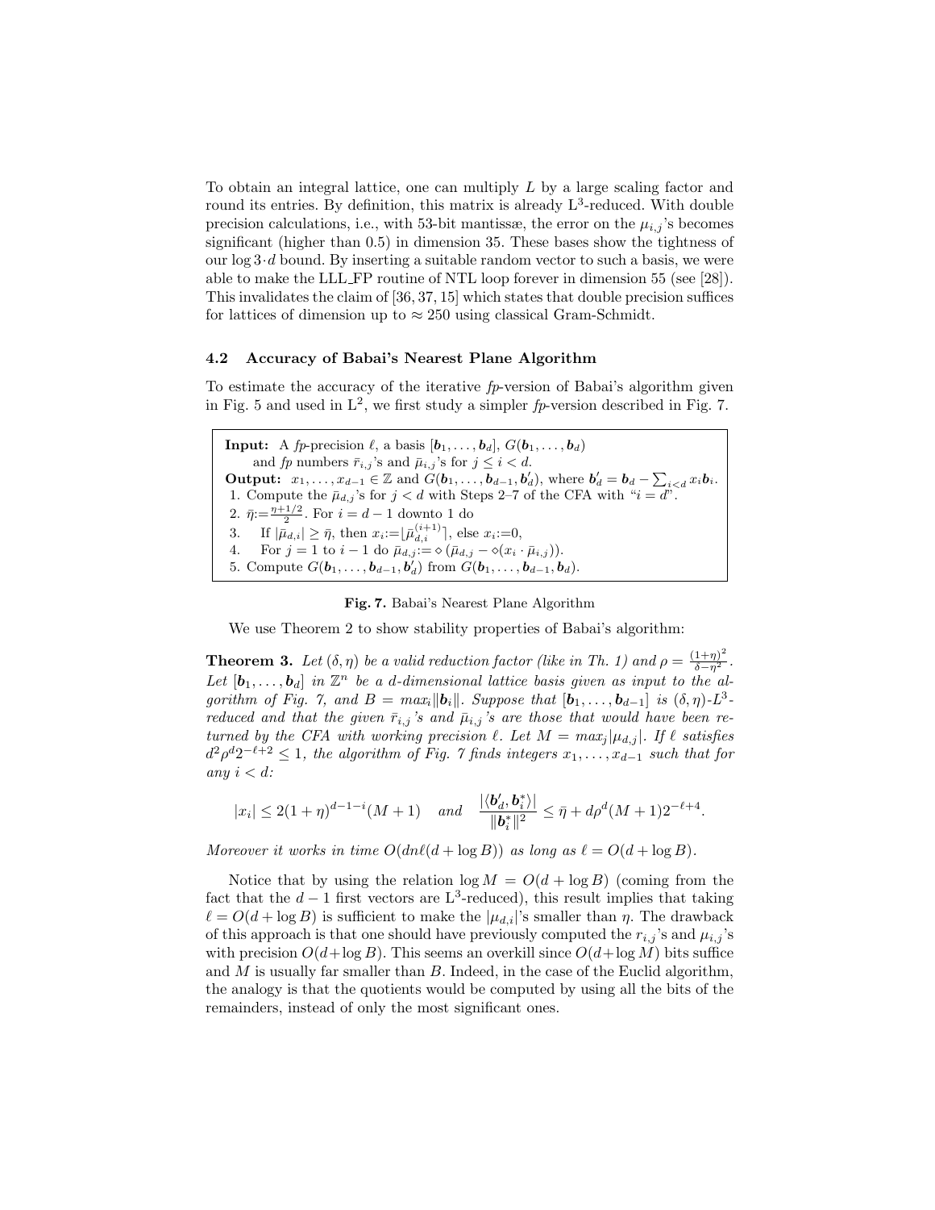To obtain an integral lattice, one can multiply $L$ by a large scaling factor and round its entries. By definition, this matrix is already $L^3$-reduced. With double precision calculations, i.e., with 53-bit mantissæ, the error on the $\mu_{i,j}$'s becomes significant (higher than 0.5) in dimension 35. These bases show the tightness of our $\log 3 \cdot d$ bound. By inserting a suitable random vector to such a basis, we were able to make the LLL_FP routine of NTL loop forever in dimension 55 (see [28]). This invalidates the claim of [36, 37, 15] which states that double precision suffices for lattices of dimension up to $\approx 250$ using classical Gram-Schmidt.

### 4.2 Accuracy of Babai's Nearest Plane Algorithm

To estimate the accuracy of the iterative *fp*-version of Babai's algorithm given in Fig. 5 and used in $L^2$, we first study a simpler *fp*-version described in Fig. 7.

**Input:** A *fp*-precision $\ell$, a basis $[\boldsymbol{b}_1, \ldots, \boldsymbol{b}_d]$, $G(\boldsymbol{b}_1, \ldots, \boldsymbol{b}_d)$ and *fp* numbers $\bar{r}_{i,j}$'s and $\bar{\mu}_{i,j}$'s for $j \leq i < d$.
**Output:** $x_1, \ldots, x_{d-1} \in \mathbb{Z}$ and $G(\boldsymbol{b}_1, \ldots, \boldsymbol{b}_{d-1}, \boldsymbol{b}'_d)$, where $\boldsymbol{b}'_d = \boldsymbol{b}_d - \sum_{i<d} x_i \boldsymbol{b}_i$.

1. Compute the $\bar{\mu}_{d,j}$'s for $j < d$ with Steps 2–7 of the CFA with "$i = d$".
2. $\bar{\eta} := \frac{\eta + 1/2}{2}$. For $i = d-1$ downto 1 do
3. If $|\bar{\mu}_{d,i}| \geq \bar{\eta}$, then $x_i := \lfloor \bar{\mu}_{d,i}^{(i+1)} \rceil$, else $x_i := 0$,
4. For $j = 1$ to $i-1$ do $\bar{\mu}_{d,j} := \diamond(\bar{\mu}_{d,j} - \diamond(x_i \cdot \bar{\mu}_{i,j}))$.
5. Compute $G(\boldsymbol{b}_1, \ldots, \boldsymbol{b}_{d-1}, \boldsymbol{b}'_d)$ from $G(\boldsymbol{b}_1, \ldots, \boldsymbol{b}_{d-1}, \boldsymbol{b}_d)$.

**Fig. 7.** Babai's Nearest Plane Algorithm

We use Theorem 2 to show stability properties of Babai's algorithm:

**Theorem 3.** *Let $(\delta, \eta)$ be a valid reduction factor (like in Th. 1) and $\rho = \frac{(1+\eta)^2}{\delta - \eta^2}$. Let $[\boldsymbol{b}_1, \ldots, \boldsymbol{b}_d]$ in $\mathbb{Z}^n$ be a $d$-dimensional lattice basis given as input to the algorithm of Fig. 7, and $B = \max_i \|\boldsymbol{b}_i\|$. Suppose that $[\boldsymbol{b}_1, \ldots, \boldsymbol{b}_{d-1}]$ is $(\delta, \eta)$-$L^3$-reduced and that the given $\bar{r}_{i,j}$'s and $\bar{\mu}_{i,j}$'s are those that would have been returned by the CFA with working precision $\ell$. Let $M = \max_j |\mu_{d,j}|$. If $\ell$ satisfies $d^2 \rho^d 2^{-\ell+2} \leq 1$, the algorithm of Fig. 7 finds integers $x_1, \ldots, x_{d-1}$ such that for any $i < d$:*

$$|x_i| \leq 2(1+\eta)^{d-1-i}(M+1) \quad \text{and} \quad \frac{|\langle \boldsymbol{b}'_d, \boldsymbol{b}^*_i \rangle|}{\|\boldsymbol{b}^*_i\|^2} \leq \bar{\eta} + d\rho^d (M+1) 2^{-\ell+4}.$$

*Moreover it works in time $O(dn\ell(d + \log B))$ as long as $\ell = O(d + \log B)$.*

Notice that by using the relation $\log M = O(d + \log B)$ (coming from the fact that the $d-1$ first vectors are $L^3$-reduced), this result implies that taking $\ell = O(d + \log B)$ is sufficient to make the $|\mu_{d,i}|$'s smaller than $\eta$. The drawback of this approach is that one should have previously computed the $r_{i,j}$'s and $\mu_{i,j}$'s with precision $O(d + \log B)$. This seems an overkill since $O(d + \log M)$ bits suffice and $M$ is usually far smaller than $B$. Indeed, in the case of the Euclid algorithm, the analogy is that the quotients would be computed by using all the bits of the remainders, instead of only the most significant ones.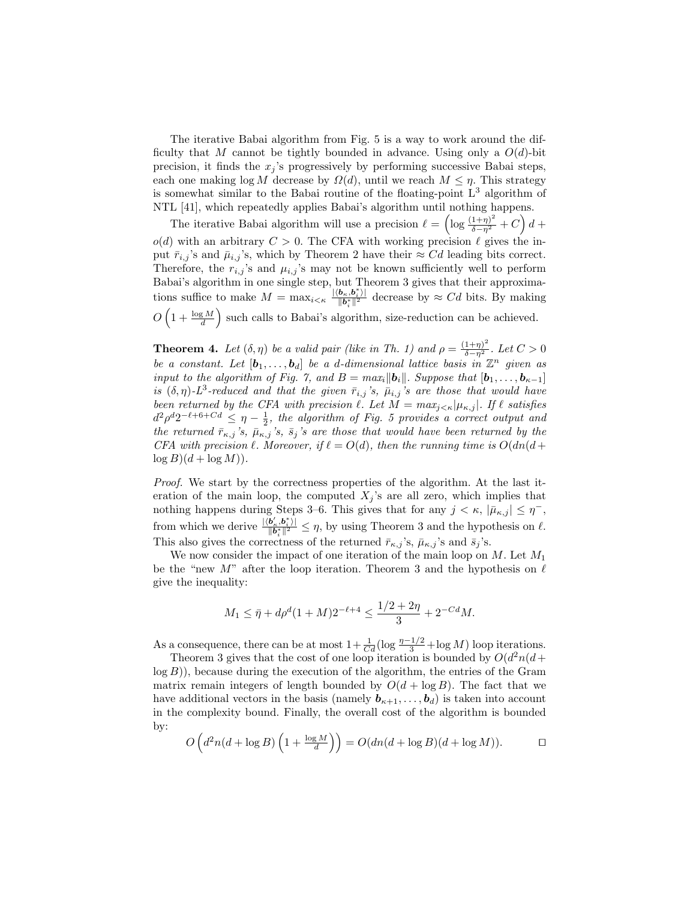The iterative Babai algorithm from Fig. 5 is a way to work around the difficulty that $M$ cannot be tightly bounded in advance. Using only a $O(d)$-bit precision, it finds the $x_j$'s progressively by performing successive Babai steps, each one making $\log M$ decrease by $\Omega(d)$, until we reach $M \leq \eta$. This strategy is somewhat similar to the Babai routine of the floating-point $\mathrm{L}^3$ algorithm of NTL [41], which repeatedly applies Babai's algorithm until nothing happens.

The iterative Babai algorithm will use a precision $\ell = \left(\log \frac{(1+\eta)^2}{\delta - \eta^2} + C\right) d + o(d)$ with an arbitrary $C > 0$. The CFA with working precision $\ell$ gives the input $\bar{r}_{i,j}$'s and $\bar{\mu}_{i,j}$'s, which by Theorem 2 have their $\approx Cd$ leading bits correct. Therefore, the $r_{i,j}$'s and $\mu_{i,j}$'s may not be known sufficiently well to perform Babai's algorithm in one single step, but Theorem 3 gives that their approximations suffice to make $M = \max_{i<\kappa} \frac{|\langle \boldsymbol{b}_\kappa, \boldsymbol{b}_i^* \rangle|}{\|\boldsymbol{b}_i^*\|^2}$ decrease by $\approx Cd$ bits. By making $O\left(1 + \frac{\log M}{d}\right)$ such calls to Babai's algorithm, size-reduction can be achieved.

**Theorem 4.** *Let $(\delta, \eta)$ be a valid pair (like in Th. 1) and $\rho = \frac{(1+\eta)^2}{\delta - \eta^2}$. Let $C > 0$ be a constant. Let $[\boldsymbol{b}_1, \ldots, \boldsymbol{b}_d]$ be a $d$-dimensional lattice basis in $\mathbb{Z}^n$ given as input to the algorithm of Fig. 7, and $B = max_i \|\boldsymbol{b}_i\|$. Suppose that $[\boldsymbol{b}_1, \ldots, \boldsymbol{b}_{\kappa-1}]$ is $(\delta, \eta)$-$L^3$-reduced and that the given $\bar{r}_{i,j}$'s, $\bar{\mu}_{i,j}$'s are those that would have been returned by the CFA with precision $\ell$. Let $M = max_{j<\kappa} |\mu_{\kappa,j}|$. If $\ell$ satisfies $d^2 \rho^d 2^{-\ell+6+Cd} \leq \eta - \frac{1}{2}$, the algorithm of Fig. 5 provides a correct output and the returned $\bar{r}_{\kappa,j}$'s, $\bar{\mu}_{\kappa,j}$'s, $\bar{s}_j$'s are those that would have been returned by the CFA with precision $\ell$. Moreover, if $\ell = O(d)$, then the running time is $O(dn(d + \log B)(d + \log M))$.*

*Proof.* We start by the correctness properties of the algorithm. At the last iteration of the main loop, the computed $X_j$'s are all zero, which implies that nothing happens during Steps 3–6. This gives that for any $j < \kappa$, $|\bar{\mu}_{\kappa,j}| \leq \eta^-$, from which we derive $\frac{|\langle \boldsymbol{b}'_\kappa, \boldsymbol{b}_i^* \rangle|}{\|\boldsymbol{b}_i^*\|^2} \leq \eta$, by using Theorem 3 and the hypothesis on $\ell$. This also gives the correctness of the returned $\bar{r}_{\kappa,j}$'s, $\bar{\mu}_{\kappa,j}$'s and $\bar{s}_j$'s.

We now consider the impact of one iteration of the main loop on $M$. Let $M_1$ be the "new $M$" after the loop iteration. Theorem 3 and the hypothesis on $\ell$ give the inequality:

$$M_1 \leq \bar{\eta} + d\rho^d (1 + M) 2^{-\ell+4} \leq \frac{1/2 + 2\eta}{3} + 2^{-Cd} M.$$

As a consequence, there can be at most $1 + \frac{1}{Cd}(\log \frac{\eta - 1/2}{3} + \log M)$ loop iterations.

Theorem 3 gives that the cost of one loop iteration is bounded by $O(d^2 n(d + \log B))$, because during the execution of the algorithm, the entries of the Gram matrix remain integers of length bounded by $O(d + \log B)$. The fact that we have additional vectors in the basis (namely $\boldsymbol{b}_{\kappa+1}, \ldots, \boldsymbol{b}_d$) is taken into account in the complexity bound. Finally, the overall cost of the algorithm is bounded by:

$$O\left(d^2 n(d + \log B)\left(1 + \frac{\log M}{d}\right)\right) = O(dn(d + \log B)(d + \log M)). \qquad \square$$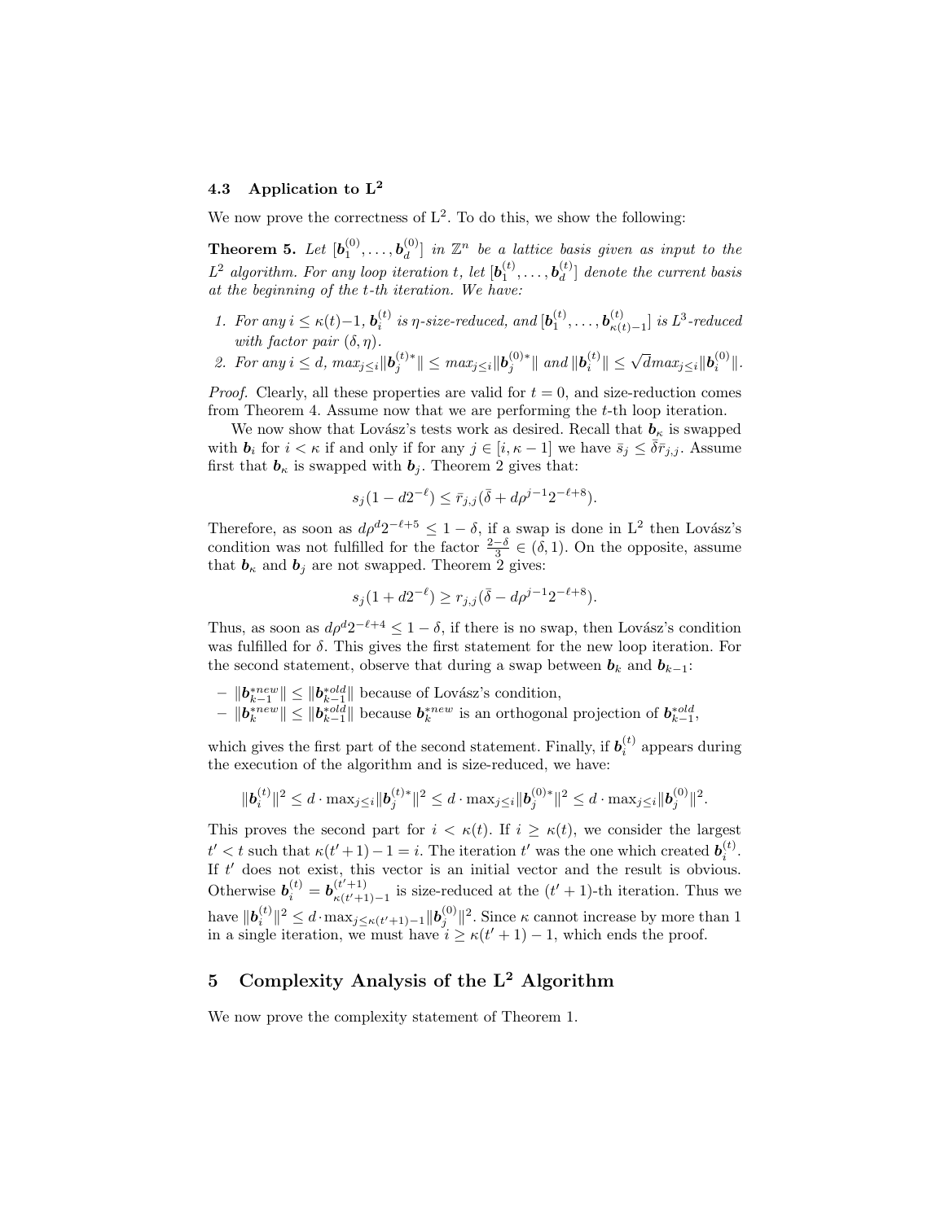### 4.3 Application to $\mathbf{L^2}$

We now prove the correctness of $\mathrm{L}^2$. To do this, we show the following:

**Theorem 5.** *Let $[\boldsymbol{b}_1^{(0)}, \ldots, \boldsymbol{b}_d^{(0)}]$ in $\mathbb{Z}^n$ be a lattice basis given as input to the $L^2$ algorithm. For any loop iteration $t$, let $[\boldsymbol{b}_1^{(t)}, \ldots, \boldsymbol{b}_d^{(t)}]$ denote the current basis at the beginning of the $t$-th iteration. We have:*

1. *For any $i \leq \kappa(t)-1$, $\boldsymbol{b}_i^{(t)}$ is $\eta$-size-reduced, and $[\boldsymbol{b}_1^{(t)}, \ldots, \boldsymbol{b}_{\kappa(t)-1}^{(t)}]$ is $L^3$-reduced with factor pair $(\delta, \eta)$.*
2. *For any $i \leq d$, $max_{j \leq i} \|\boldsymbol{b}_j^{(t)*}\| \leq max_{j \leq i} \|\boldsymbol{b}_j^{(0)*}\|$ and $\|\boldsymbol{b}_i^{(t)}\| \leq \sqrt{d} max_{j \leq i} \|\boldsymbol{b}_i^{(0)}\|$.*

*Proof.* Clearly, all these properties are valid for $t = 0$, and size-reduction comes from Theorem 4. Assume now that we are performing the $t$-th loop iteration.

We now show that Lovász's tests work as desired. Recall that $\boldsymbol{b}_\kappa$ is swapped with $\boldsymbol{b}_i$ for $i < \kappa$ if and only if for any $j \in [i, \kappa-1]$ we have $\bar{s}_j \leq \bar{\bar{\delta}} \bar{r}_{j,j}$. Assume first that $\boldsymbol{b}_\kappa$ is swapped with $\boldsymbol{b}_j$. Theorem 2 gives that:

$$s_j(1 - d2^{-\ell}) \leq \bar{r}_{j,j}(\bar{\delta} + d\rho^{j-1}2^{-\ell+8}).$$

Therefore, as soon as $d\rho^d 2^{-\ell+5} \leq 1-\delta$, if a swap is done in $\mathrm{L}^2$ then Lovász's condition was not fulfilled for the factor $\frac{2-\delta}{3} \in (\delta, 1)$. On the opposite, assume that $\boldsymbol{b}_\kappa$ and $\boldsymbol{b}_j$ are not swapped. Theorem 2 gives:

$$s_j(1 + d2^{-\ell}) \geq r_{j,j}(\bar{\delta} - d\rho^{j-1}2^{-\ell+8}).$$

Thus, as soon as $d\rho^d 2^{-\ell+4} \leq 1-\delta$, if there is no swap, then Lovász's condition was fulfilled for $\delta$. This gives the first statement for the new loop iteration. For the second statement, observe that during a swap between $\boldsymbol{b}_k$ and $\boldsymbol{b}_{k-1}$:

- $\|\boldsymbol{b}_{k-1}^{*new}\| \leq \|\boldsymbol{b}_{k-1}^{*old}\|$ because of Lovász's condition,
- $\|\boldsymbol{b}_k^{*new}\| \leq \|\boldsymbol{b}_{k-1}^{*old}\|$ because $\boldsymbol{b}_k^{*new}$ is an orthogonal projection of $\boldsymbol{b}_{k-1}^{*old}$,

which gives the first part of the second statement. Finally, if $\boldsymbol{b}_i^{(t)}$ appears during the execution of the algorithm and is size-reduced, we have:

$$\|\boldsymbol{b}_i^{(t)}\|^2 \leq d \cdot \max_{j \leq i} \|\boldsymbol{b}_j^{(t)*}\|^2 \leq d \cdot \max_{j \leq i} \|\boldsymbol{b}_j^{(0)*}\|^2 \leq d \cdot \max_{j \leq i} \|\boldsymbol{b}_j^{(0)}\|^2.$$

This proves the second part for $i < \kappa(t)$. If $i \geq \kappa(t)$, we consider the largest $t' < t$ such that $\kappa(t'+1) - 1 = i$. The iteration $t'$ was the one which created $\boldsymbol{b}_i^{(t)}$. If $t'$ does not exist, this vector is an initial vector and the result is obvious. Otherwise $\boldsymbol{b}_i^{(t)} = \boldsymbol{b}_{\kappa(t'+1)-1}^{(t'+1)}$ is size-reduced at the $(t'+1)$-th iteration. Thus we have $\|\boldsymbol{b}_i^{(t)}\|^2 \leq d \cdot \max_{j \leq \kappa(t'+1)-1} \|\boldsymbol{b}_j^{(0)}\|^2$. Since $\kappa$ cannot increase by more than 1 in a single iteration, we must have $i \geq \kappa(t'+1) - 1$, which ends the proof.

## 5 Complexity Analysis of the $\mathbf{L^2}$ Algorithm

We now prove the complexity statement of Theorem 1.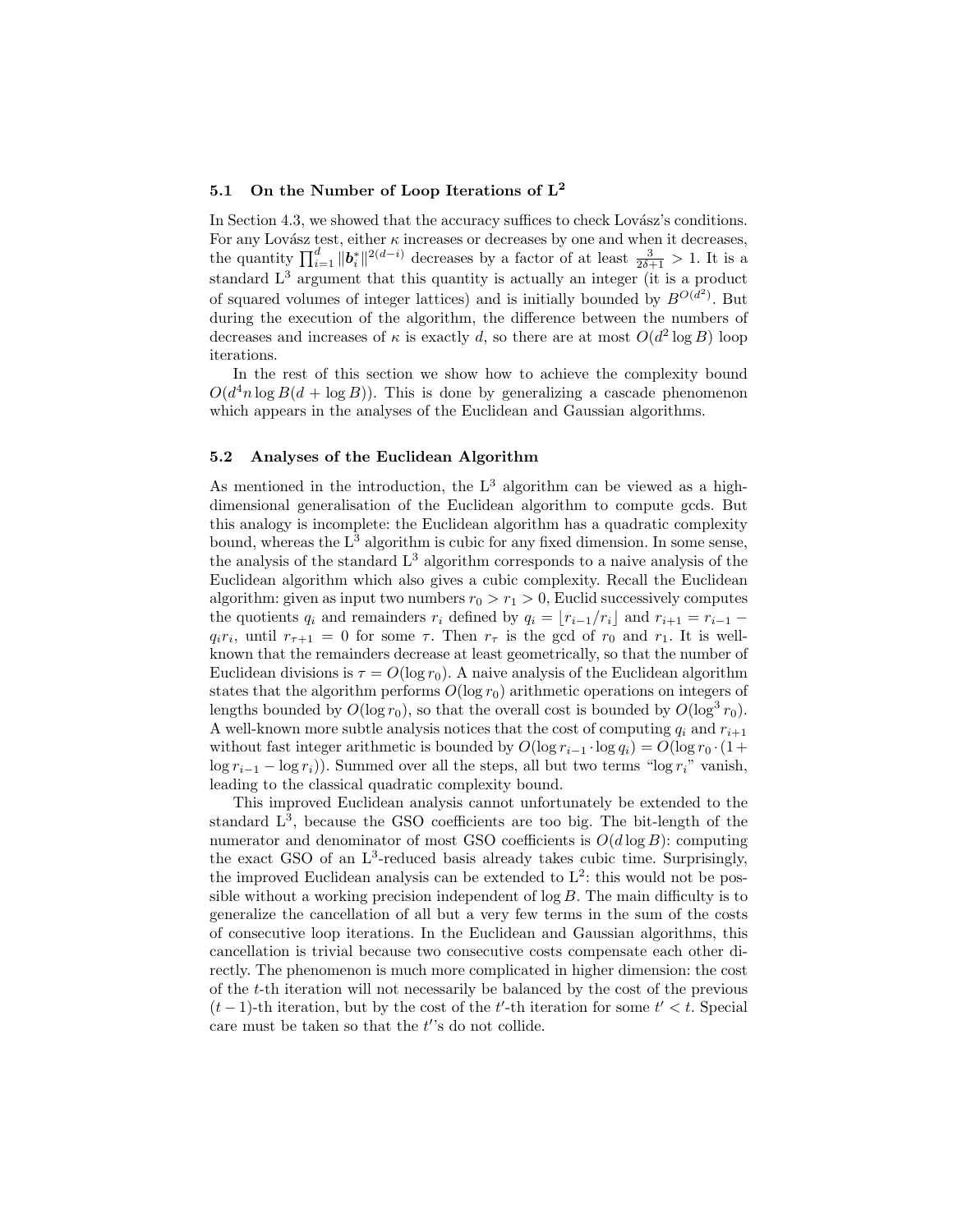### 5.1 On the Number of Loop Iterations of L²

In Section 4.3, we showed that the accuracy suffices to check Lovász's conditions. For any Lovász test, either $\kappa$ increases or decreases by one and when it decreases, the quantity $\prod_{i=1}^{d} \|\boldsymbol{b}_i^*\|^{2(d-i)}$ decreases by a factor of at least $\frac{3}{2\delta+1} > 1$. It is a standard L³ argument that this quantity is actually an integer (it is a product of squared volumes of integer lattices) and is initially bounded by $B^{O(d^2)}$. But during the execution of the algorithm, the difference between the numbers of decreases and increases of $\kappa$ is exactly $d$, so there are at most $O(d^2 \log B)$ loop iterations.

In the rest of this section we show how to achieve the complexity bound $O(d^4 n \log B(d + \log B))$. This is done by generalizing a cascade phenomenon which appears in the analyses of the Euclidean and Gaussian algorithms.

### 5.2 Analyses of the Euclidean Algorithm

As mentioned in the introduction, the L³ algorithm can be viewed as a high-dimensional generalisation of the Euclidean algorithm to compute gcds. But this analogy is incomplete: the Euclidean algorithm has a quadratic complexity bound, whereas the L³ algorithm is cubic for any fixed dimension. In some sense, the analysis of the standard L³ algorithm corresponds to a naive analysis of the Euclidean algorithm which also gives a cubic complexity. Recall the Euclidean algorithm: given as input two numbers $r_0 > r_1 > 0$, Euclid successively computes the quotients $q_i$ and remainders $r_i$ defined by $q_i = \lfloor r_{i-1}/r_i \rfloor$ and $r_{i+1} = r_{i-1} - q_i r_i$, until $r_{\tau+1} = 0$ for some $\tau$. Then $r_\tau$ is the gcd of $r_0$ and $r_1$. It is well-known that the remainders decrease at least geometrically, so that the number of Euclidean divisions is $\tau = O(\log r_0)$. A naive analysis of the Euclidean algorithm states that the algorithm performs $O(\log r_0)$ arithmetic operations on integers of lengths bounded by $O(\log r_0)$, so that the overall cost is bounded by $O(\log^3 r_0)$. A well-known more subtle analysis notices that the cost of computing $q_i$ and $r_{i+1}$ without fast integer arithmetic is bounded by $O(\log r_{i-1} \cdot \log q_i) = O(\log r_0 \cdot (1 + \log r_{i-1} - \log r_i))$. Summed over all the steps, all but two terms "$\log r_i$" vanish, leading to the classical quadratic complexity bound.

This improved Euclidean analysis cannot unfortunately be extended to the standard L³, because the GSO coefficients are too big. The bit-length of the numerator and denominator of most GSO coefficients is $O(d \log B)$: computing the exact GSO of an L³-reduced basis already takes cubic time. Surprisingly, the improved Euclidean analysis can be extended to L²: this would not be possible without a working precision independent of $\log B$. The main difficulty is to generalize the cancellation of all but a very few terms in the sum of the costs of consecutive loop iterations. In the Euclidean and Gaussian algorithms, this cancellation is trivial because two consecutive costs compensate each other directly. The phenomenon is much more complicated in higher dimension: the cost of the $t$-th iteration will not necessarily be balanced by the cost of the previous $(t-1)$-th iteration, but by the cost of the $t'$-th iteration for some $t' < t$. Special care must be taken so that the $t'$'s do not collide.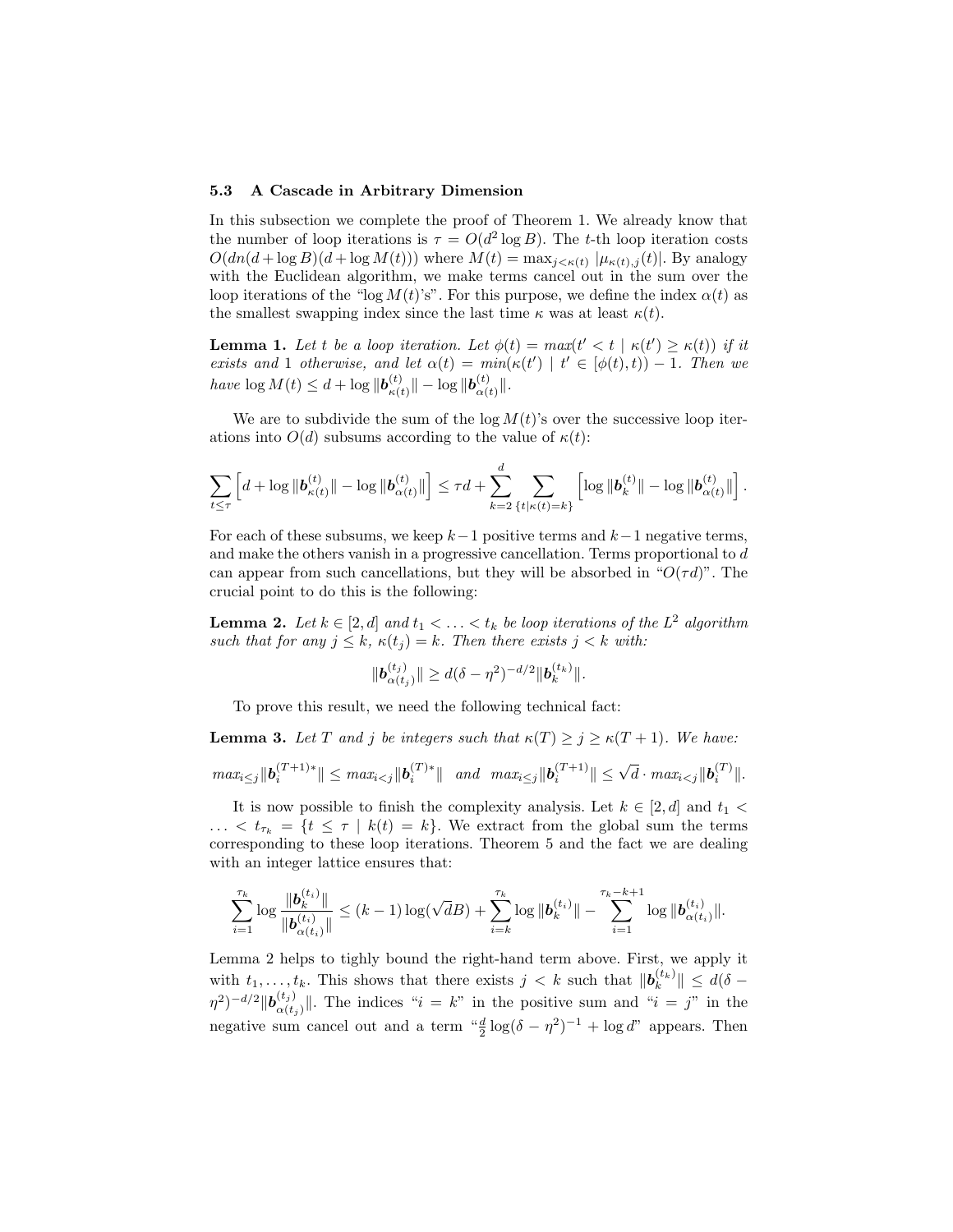### 5.3 A Cascade in Arbitrary Dimension

In this subsection we complete the proof of Theorem 1. We already know that the number of loop iterations is $\tau = O(d^2 \log B)$. The $t$-th loop iteration costs $O(dn(d + \log B)(d + \log M(t)))$ where $M(t) = \max_{j<\kappa(t)} |\mu_{\kappa(t),j}(t)|$. By analogy with the Euclidean algorithm, we make terms cancel out in the sum over the loop iterations of the "$\log M(t)$'s". For this purpose, we define the index $\alpha(t)$ as the smallest swapping index since the last time $\kappa$ was at least $\kappa(t)$.

**Lemma 1.** *Let $t$ be a loop iteration. Let $\phi(t) = max(t' < t \mid \kappa(t') \geq \kappa(t))$ if it exists and 1 otherwise, and let $\alpha(t) = min(\kappa(t') \mid t' \in [\phi(t), t)) - 1$. Then we have $\log M(t) \leq d + \log \|\boldsymbol{b}_{\kappa(t)}^{(t)}\| - \log \|\boldsymbol{b}_{\alpha(t)}^{(t)}\|$.*

We are to subdivide the sum of the $\log M(t)$'s over the successive loop iterations into $O(d)$ subsums according to the value of $\kappa(t)$:

$$\sum_{t \leq \tau} \left[ d + \log \|\boldsymbol{b}_{\kappa(t)}^{(t)}\| - \log \|\boldsymbol{b}_{\alpha(t)}^{(t)}\| \right] \leq \tau d + \sum_{k=2}^{d} \sum_{\{t \mid \kappa(t)=k\}} \left[ \log \|\boldsymbol{b}_{k}^{(t)}\| - \log \|\boldsymbol{b}_{\alpha(t)}^{(t)}\| \right].$$

For each of these subsums, we keep $k-1$ positive terms and $k-1$ negative terms, and make the others vanish in a progressive cancellation. Terms proportional to $d$ can appear from such cancellations, but they will be absorbed in "$O(\tau d)$". The crucial point to do this is the following:

**Lemma 2.** *Let $k \in [2, d]$ and $t_1 < \ldots < t_k$ be loop iterations of the $L^2$ algorithm such that for any $j \leq k$, $\kappa(t_j) = k$. Then there exists $j < k$ with:*

$$\|\boldsymbol{b}_{\alpha(t_j)}^{(t_j)}\| \geq d(\delta - \eta^2)^{-d/2} \|\boldsymbol{b}_{k}^{(t_k)}\|.$$

To prove this result, we need the following technical fact:

**Lemma 3.** *Let $T$ and $j$ be integers such that $\kappa(T) \geq j \geq \kappa(T+1)$. We have:*

$$max_{i \leq j} \|\boldsymbol{b}_i^{(T+1)*}\| \leq max_{i<j} \|\boldsymbol{b}_i^{(T)*}\| \quad and \quad max_{i \leq j} \|\boldsymbol{b}_i^{(T+1)}\| \leq \sqrt{d} \cdot max_{i<j} \|\boldsymbol{b}_i^{(T)}\|.$$

It is now possible to finish the complexity analysis. Let $k \in [2, d]$ and $t_1 < \ldots < t_{\tau_k} = \{t \leq \tau \mid k(t) = k\}$. We extract from the global sum the terms corresponding to these loop iterations. Theorem 5 and the fact we are dealing with an integer lattice ensures that:

$$\sum_{i=1}^{\tau_k} \log \frac{\|\boldsymbol{b}_k^{(t_i)}\|}{\|\boldsymbol{b}_{\alpha(t_i)}^{(t_i)}\|} \leq (k-1) \log(\sqrt{d} B) + \sum_{i=k}^{\tau_k} \log \|\boldsymbol{b}_k^{(t_i)}\| - \sum_{i=1}^{\tau_k - k + 1} \log \|\boldsymbol{b}_{\alpha(t_i)}^{(t_i)}\|.$$

Lemma 2 helps to tighly bound the right-hand term above. First, we apply it with $t_1, \ldots, t_k$. This shows that there exists $j < k$ such that $\|\boldsymbol{b}_k^{(t_k)}\| \leq d(\delta - \eta^2)^{-d/2} \|\boldsymbol{b}_{\alpha(t_j)}^{(t_j)}\|$. The indices "$i = k$" in the positive sum and "$i = j$" in the negative sum cancel out and a term "$\frac{d}{2} \log(\delta - \eta^2)^{-1} + \log d$" appears. Then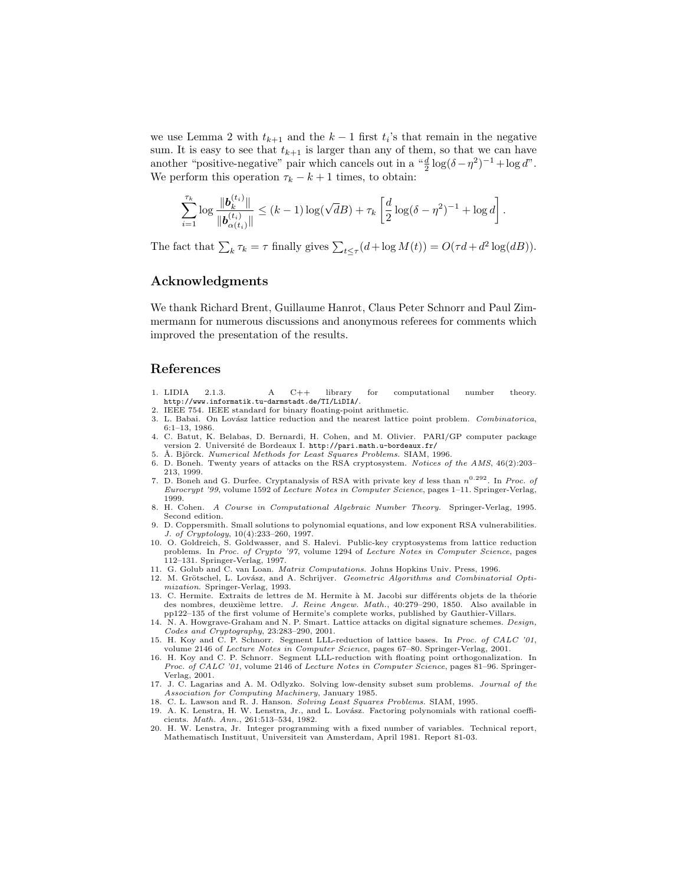we use Lemma 2 with $t_{k+1}$ and the $k-1$ first $t_i$'s that remain in the negative sum. It is easy to see that $t_{k+1}$ is larger than any of them, so that we can have another "positive-negative" pair which cancels out in a "$\frac{d}{2}\log(\delta-\eta^2)^{-1}+\log d$". We perform this operation $\tau_k - k + 1$ times, to obtain:

$$\sum_{i=1}^{\tau_k} \log \frac{\|\boldsymbol{b}_k^{(t_i)}\|}{\|\boldsymbol{b}_{\alpha(t_i)}^{(t_i)}\|} \leq (k-1)\log(\sqrt{d}B) + \tau_k \left[\frac{d}{2}\log(\delta-\eta^2)^{-1} + \log d\right].$$

The fact that $\sum_k \tau_k = \tau$ finally gives $\sum_{t \leq \tau}(d + \log M(t)) = O(\tau d + d^2 \log(dB))$.

## Acknowledgments

We thank Richard Brent, Guillaume Hanrot, Claus Peter Schnorr and Paul Zimmermann for numerous discussions and anonymous referees for comments which improved the presentation of the results.

## References

1. LIDIA 2.1.3. A C++ library for computational number theory. http://www.informatik.tu-darmstadt.de/TI/LiDIA/.
2. IEEE 754. IEEE standard for binary floating-point arithmetic.
3. L. Babai. On Lovász lattice reduction and the nearest lattice point problem. *Combinatorica*, 6:1–13, 1986.
4. C. Batut, K. Belabas, D. Bernardi, H. Cohen, and M. Olivier. PARI/GP computer package version 2. Université de Bordeaux I. http://pari.math.u-bordeaux.fr/
5. Å. Björck. *Numerical Methods for Least Squares Problems.* SIAM, 1996.
6. D. Boneh. Twenty years of attacks on the RSA cryptosystem. *Notices of the AMS*, 46(2):203–213, 1999.
7. D. Boneh and G. Durfee. Cryptanalysis of RSA with private key $d$ less than $n^{0.292}$. In *Proc. of Eurocrypt '99*, volume 1592 of *Lecture Notes in Computer Science*, pages 1–11. Springer-Verlag, 1999.
8. H. Cohen. *A Course in Computational Algebraic Number Theory.* Springer-Verlag, 1995. Second edition.
9. D. Coppersmith. Small solutions to polynomial equations, and low exponent RSA vulnerabilities. *J. of Cryptology*, 10(4):233–260, 1997.
10. O. Goldreich, S. Goldwasser, and S. Halevi. Public-key cryptosystems from lattice reduction problems. In *Proc. of Crypto '97*, volume 1294 of *Lecture Notes in Computer Science*, pages 112–131. Springer-Verlag, 1997.
11. G. Golub and C. van Loan. *Matrix Computations.* Johns Hopkins Univ. Press, 1996.
12. M. Grötschel, L. Lovász, and A. Schrijver. *Geometric Algorithms and Combinatorial Optimization.* Springer-Verlag, 1993.
13. C. Hermite. Extraits de lettres de M. Hermite à M. Jacobi sur différents objets de la théorie des nombres, deuxième lettre. *J. Reine Angew. Math.*, 40:279–290, 1850. Also available in pp122–135 of the first volume of Hermite's complete works, published by Gauthier-Villars.
14. N. A. Howgrave-Graham and N. P. Smart. Lattice attacks on digital signature schemes. *Design, Codes and Cryptography*, 23:283–290, 2001.
15. H. Koy and C. P. Schnorr. Segment LLL-reduction of lattice bases. In *Proc. of CALC '01*, volume 2146 of *Lecture Notes in Computer Science*, pages 67–80. Springer-Verlag, 2001.
16. H. Koy and C. P. Schnorr. Segment LLL-reduction with floating point orthogonalization. In *Proc. of CALC '01*, volume 2146 of *Lecture Notes in Computer Science*, pages 81–96. Springer-Verlag, 2001.
17. J. C. Lagarias and A. M. Odlyzko. Solving low-density subset sum problems. *Journal of the Association for Computing Machinery*, January 1985.
18. C. L. Lawson and R. J. Hanson. *Solving Least Squares Problems.* SIAM, 1995.
19. A. K. Lenstra, H. W. Lenstra, Jr., and L. Lovász. Factoring polynomials with rational coefficients. *Math. Ann.*, 261:513–534, 1982.
20. H. W. Lenstra, Jr. Integer programming with a fixed number of variables. Technical report, Mathematisch Instituut, Universiteit van Amsterdam, April 1981. Report 81-03.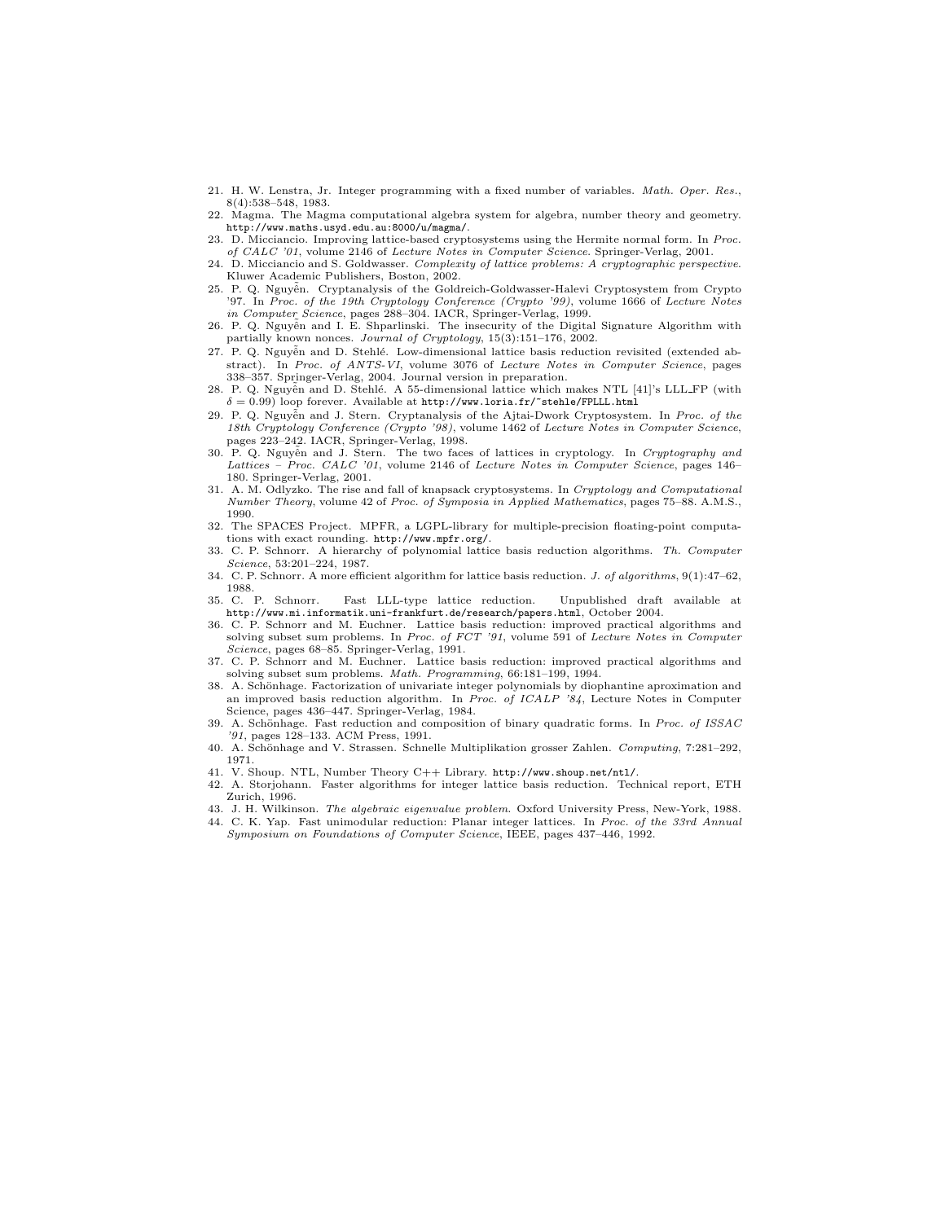21. H. W. Lenstra, Jr. Integer programming with a fixed number of variables. *Math. Oper. Res.*, 8(4):538–548, 1983.
22. Magma. The Magma computational algebra system for algebra, number theory and geometry. http://www.maths.usyd.edu.au:8000/u/magma/.
23. D. Micciancio. Improving lattice-based cryptosystems using the Hermite normal form. In *Proc. of CALC '01*, volume 2146 of *Lecture Notes in Computer Science*. Springer-Verlag, 2001.
24. D. Micciancio and S. Goldwasser. *Complexity of lattice problems: A cryptographic perspective.* Kluwer Academic Publishers, Boston, 2002.
25. P. Q. Nguyễn. Cryptanalysis of the Goldreich-Goldwasser-Halevi Cryptosystem from Crypto '97. In *Proc. of the 19th Cryptology Conference (Crypto '99)*, volume 1666 of *Lecture Notes in Computer Science*, pages 288–304. IACR, Springer-Verlag, 1999.
26. P. Q. Nguyễn and I. E. Shparlinski. The insecurity of the Digital Signature Algorithm with partially known nonces. *Journal of Cryptology*, 15(3):151–176, 2002.
27. P. Q. Nguyễn and D. Stehlé. Low-dimensional lattice basis reduction revisited (extended abstract). In *Proc. of ANTS-VI*, volume 3076 of *Lecture Notes in Computer Science*, pages 338–357. Springer-Verlag, 2004. Journal version in preparation.
28. P. Q. Nguyễn and D. Stehlé. A 55-dimensional lattice which makes NTL [41]'s LLL_FP (with $\delta = 0.99$) loop forever. Available at http://www.loria.fr/~stehle/FPLLL.html
29. P. Q. Nguyễn and J. Stern. Cryptanalysis of the Ajtai-Dwork Cryptosystem. In *Proc. of the 18th Cryptology Conference (Crypto '98)*, volume 1462 of *Lecture Notes in Computer Science*, pages 223–242. IACR, Springer-Verlag, 1998.
30. P. Q. Nguyễn and J. Stern. The two faces of lattices in cryptology. In *Cryptography and Lattices – Proc. CALC '01*, volume 2146 of *Lecture Notes in Computer Science*, pages 146–180. Springer-Verlag, 2001.
31. A. M. Odlyzko. The rise and fall of knapsack cryptosystems. In *Cryptology and Computational Number Theory*, volume 42 of *Proc. of Symposia in Applied Mathematics*, pages 75–88. A.M.S., 1990.
32. The SPACES Project. MPFR, a LGPL-library for multiple-precision floating-point computations with exact rounding. http://www.mpfr.org/.
33. C. P. Schnorr. A hierarchy of polynomial lattice basis reduction algorithms. *Th. Computer Science*, 53:201–224, 1987.
34. C. P. Schnorr. A more efficient algorithm for lattice basis reduction. *J. of algorithms*, 9(1):47–62, 1988.
35. C. P. Schnorr. Fast LLL-type lattice reduction. Unpublished draft available at http://www.mi.informatik.uni-frankfurt.de/research/papers.html, October 2004.
36. C. P. Schnorr and M. Euchner. Lattice basis reduction: improved practical algorithms and solving subset sum problems. In *Proc. of FCT '91*, volume 591 of *Lecture Notes in Computer Science*, pages 68–85. Springer-Verlag, 1991.
37. C. P. Schnorr and M. Euchner. Lattice basis reduction: improved practical algorithms and solving subset sum problems. *Math. Programming*, 66:181–199, 1994.
38. A. Schönhage. Factorization of univariate integer polynomials by diophantine aproximation and an improved basis reduction algorithm. In *Proc. of ICALP '84*, Lecture Notes in Computer Science, pages 436–447. Springer-Verlag, 1984.
39. A. Schönhage. Fast reduction and composition of binary quadratic forms. In *Proc. of ISSAC '91*, pages 128–133. ACM Press, 1991.
40. A. Schönhage and V. Strassen. Schnelle Multiplikation grosser Zahlen. *Computing*, 7:281–292, 1971.
41. V. Shoup. NTL, Number Theory C++ Library. http://www.shoup.net/ntl/.
42. A. Storjohann. Faster algorithms for integer lattice basis reduction. Technical report, ETH Zurich, 1996.
43. J. H. Wilkinson. *The algebraic eigenvalue problem.* Oxford University Press, New-York, 1988.
44. C. K. Yap. Fast unimodular reduction: Planar integer lattices. In *Proc. of the 33rd Annual Symposium on Foundations of Computer Science*, IEEE, pages 437–446, 1992.